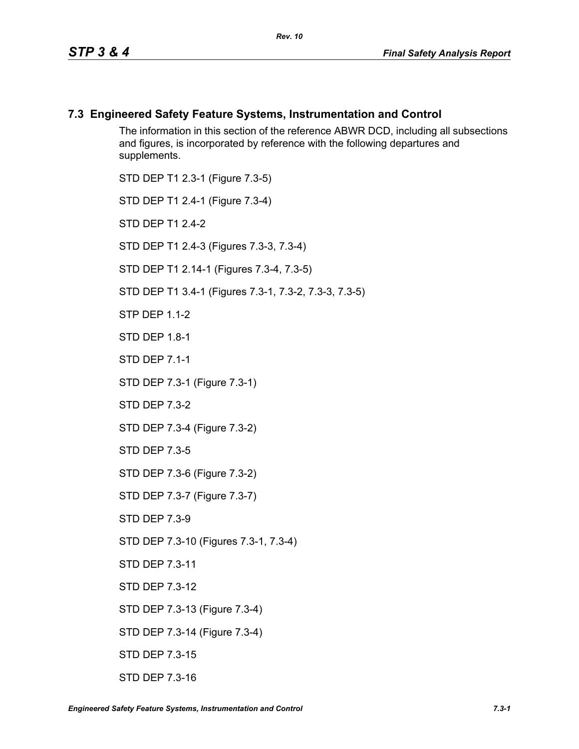## 7.3 Engineered Safety Feature Systems, Instrumentation and Control

The information in this section of the reference ABWR DCD, including all subsections and figures, is incorporated by reference with the following departures and supplements.

STD DEP T1 2.3-1 (Figure 7.3-5)

STD DEP T1 2.4-1 (Figure 7.3-4)

STD DEP T1 2.4-2

STD DEP T1 2.4-3 (Figures 7.3-3, 7.3-4)

STD DEP T1 2.14-1 (Figures 7.3-4, 7.3-5)

STD DEP T1 3.4-1 (Figures 7.3-1, 7.3-2, 7.3-3, 7.3-5)

STP DEP 1.1-2

STD DEP 1.8-1

STD DEP 7.1-1

STD DEP 7.3-1 (Figure 7.3-1)

STD DEP 7.3-2

STD DEP 7.3-4 (Figure 7.3-2)

STD DEP 7.3-5

STD DEP 7.3-6 (Figure 7.3-2)

STD DEP 7.3-7 (Figure 7.3-7)

STD DEP 7.3-9

STD DEP 7.3-10 (Figures 7.3-1, 7.3-4)

STD DEP 7.3-11

STD DEP 7.3-12

STD DEP 7.3-13 (Figure 7.3-4)

STD DEP 7.3-14 (Figure 7.3-4)

STD DEP 7.3-15

STD DEP 7.3-16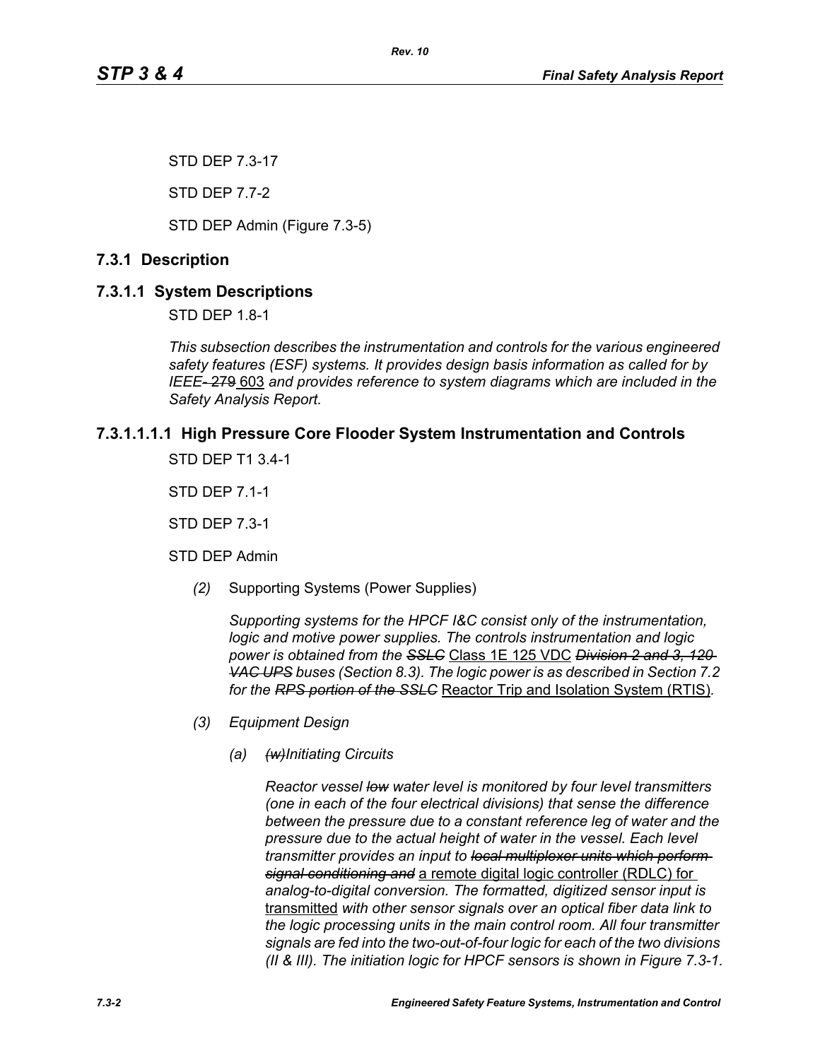STD DEP 7.3-17

STD DEP 7.7-2

STD DEP Admin (Figure 7.3-5)

## 7.3.1 Description

### 7.3.1.1 System Descriptions

STD DEP 1.8-1

*This subsection describes the instrumentation and controls for the various engineered safety features (ESF) systems. It provides design basis information as called for by IEEE-* ~~*279*~~ 603 *and provides reference to system diagrams which are included in the Safety Analysis Report.*

#### 7.3.1.1.1.1 High Pressure Core Flooder System Instrumentation and Controls

STD DEP T1 3.4-1

STD DEP 7.1-1

STD DEP 7.3-1

STD DEP Admin

*(2)* Supporting Systems (Power Supplies)

*Supporting systems for the HPCF I&C consist only of the instrumentation, logic and motive power supplies. The controls instrumentation and logic power is obtained from the* ~~*SSLC*~~ Class 1E 125 VDC ~~*Division 2 and 3, 120 VAC UPS*~~ *buses (Section 8.3). The logic power is as described in Section 7.2 for the* ~~*RPS portion of the SSLC*~~ Reactor Trip and Isolation System (RTIS)*.*

*(3) Equipment Design*

*(a)* ~~*(w)*~~*Initiating Circuits*

*Reactor vessel* ~~*low*~~ *water level is monitored by four level transmitters (one in each of the four electrical divisions) that sense the difference between the pressure due to a constant reference leg of water and the pressure due to the actual height of water in the vessel. Each level transmitter provides an input to* ~~*local multiplexer units which perform signal conditioning and*~~ a remote digital logic controller (RDLC) for *analog-to-digital conversion. The formatted, digitized sensor input is* transmitted *with other sensor signals over an optical fiber data link to the logic processing units in the main control room. All four transmitter signals are fed into the two-out-of-four logic for each of the two divisions (II & III). The initiation logic for HPCF sensors is shown in Figure 7.3-1.*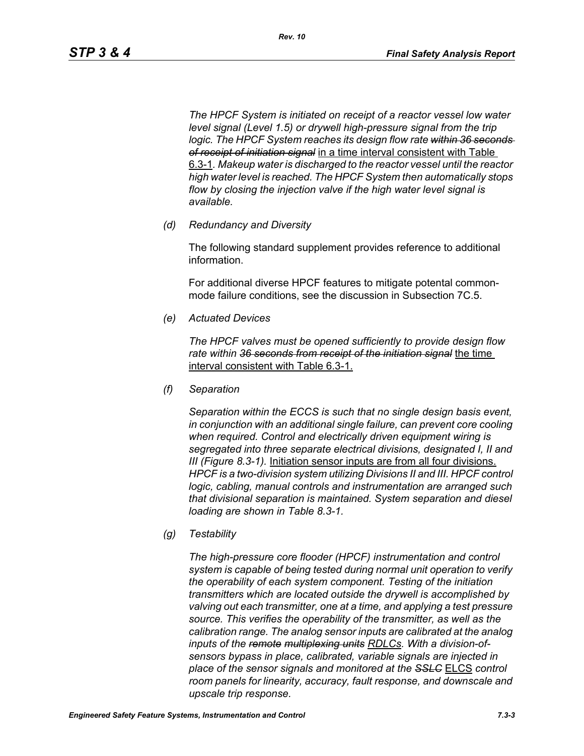*The HPCF System is initiated on receipt of a reactor vessel low water level signal (Level 1.5) or drywell high-pressure signal from the trip logic. The HPCF System reaches its design flow rate ~~within 36 seconds of receipt of initiation signal~~* <u>in a time interval consistent with Table 6.3-1</u>. *Makeup water is discharged to the reactor vessel until the reactor high water level is reached. The HPCF System then automatically stops flow by closing the injection valve if the high water level signal is available.*

*(d) Redundancy and Diversity*

The following standard supplement provides reference to additional information.

For additional diverse HPCF features to mitigate potental common-mode failure conditions, see the discussion in Subsection 7C.5.

*(e) Actuated Devices*

*The HPCF valves must be opened sufficiently to provide design flow rate within ~~36 seconds from receipt of the initiation signal~~* <u>the time interval consistent with Table 6.3-1.</u>

*(f) Separation*

*Separation within the ECCS is such that no single design basis event, in conjunction with an additional single failure, can prevent core cooling when required. Control and electrically driven equipment wiring is segregated into three separate electrical divisions, designated I, II and III (Figure 8.3-1).* <u>Initiation sensor inputs are from all four divisions.</u> *HPCF is a two-division system utilizing Divisions II and III. HPCF control logic, cabling, manual controls and instrumentation are arranged such that divisional separation is maintained. System separation and diesel loading are shown in Table 8.3-1.*

*(g) Testability*

*The high-pressure core flooder (HPCF) instrumentation and control system is capable of being tested during normal unit operation to verify the operability of each system component. Testing of the initiation transmitters which are located outside the drywell is accomplished by valving out each transmitter, one at a time, and applying a test pressure source. This verifies the operability of the transmitter, as well as the calibration range. The analog sensor inputs are calibrated at the analog inputs of the ~~remote multiplexing units~~ <u>RDLCs</u>. With a division-of-sensors bypass in place, calibrated, variable signals are injected in place of the sensor signals and monitored at the ~~SSLC~~* <u>ELCS</u> *control room panels for linearity, accuracy, fault response, and downscale and upscale trip response.*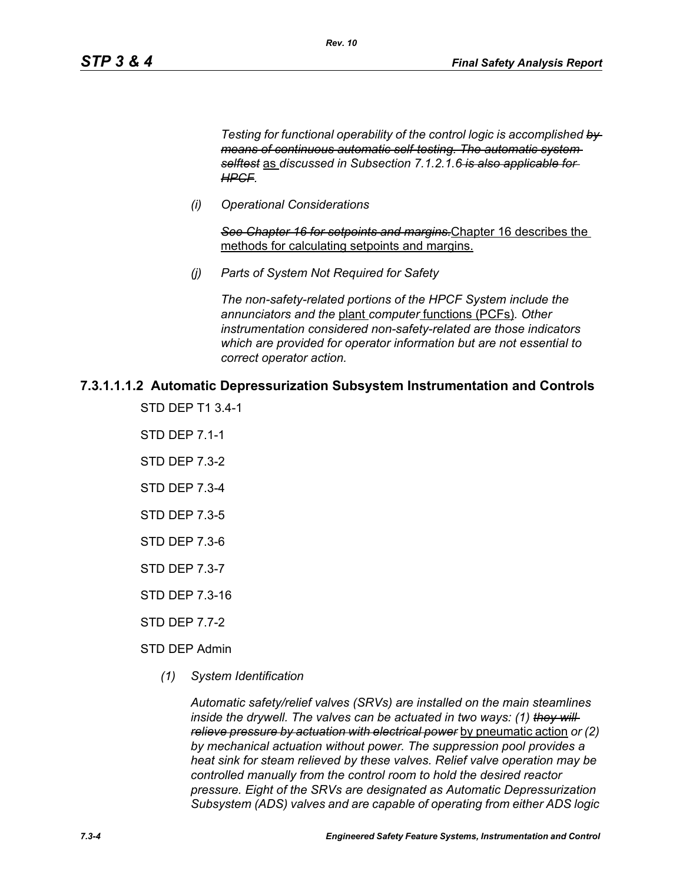*Testing for functional operability of the control logic is accomplished* ~~*by means of continuous automatic self-testing. The automatic system selftest*~~ as *discussed in Subsection 7.1.2.1.6* ~~*is also applicable for HPCF*~~*.*

*(i) Operational Considerations*

~~*See Chapter 16 for setpoints and margins.*~~ Chapter 16 describes the methods for calculating setpoints and margins.

*(j) Parts of System Not Required for Safety*

*The non-safety-related portions of the HPCF System include the annunciators and the* plant *computer* functions (PCFs)*. Other instrumentation considered non-safety-related are those indicators which are provided for operator information but are not essential to correct operator action.*

### 7.3.1.1.1.2 Automatic Depressurization Subsystem Instrumentation and Controls

STD DEP T1 3.4-1

STD DEP 7.1-1

STD DEP 7.3-2

STD DEP 7.3-4

STD DEP 7.3-5

STD DEP 7.3-6

STD DEP 7.3-7

STD DEP 7.3-16

STD DEP 7.7-2

STD DEP Admin

*(1) System Identification*

*Automatic safety/relief valves (SRVs) are installed on the main steamlines inside the drywell. The valves can be actuated in two ways: (1)* ~~*they will relieve pressure by actuation with electrical power*~~ by pneumatic action *or (2) by mechanical actuation without power. The suppression pool provides a heat sink for steam relieved by these valves. Relief valve operation may be controlled manually from the control room to hold the desired reactor pressure. Eight of the SRVs are designated as Automatic Depressurization Subsystem (ADS) valves and are capable of operating from either ADS logic*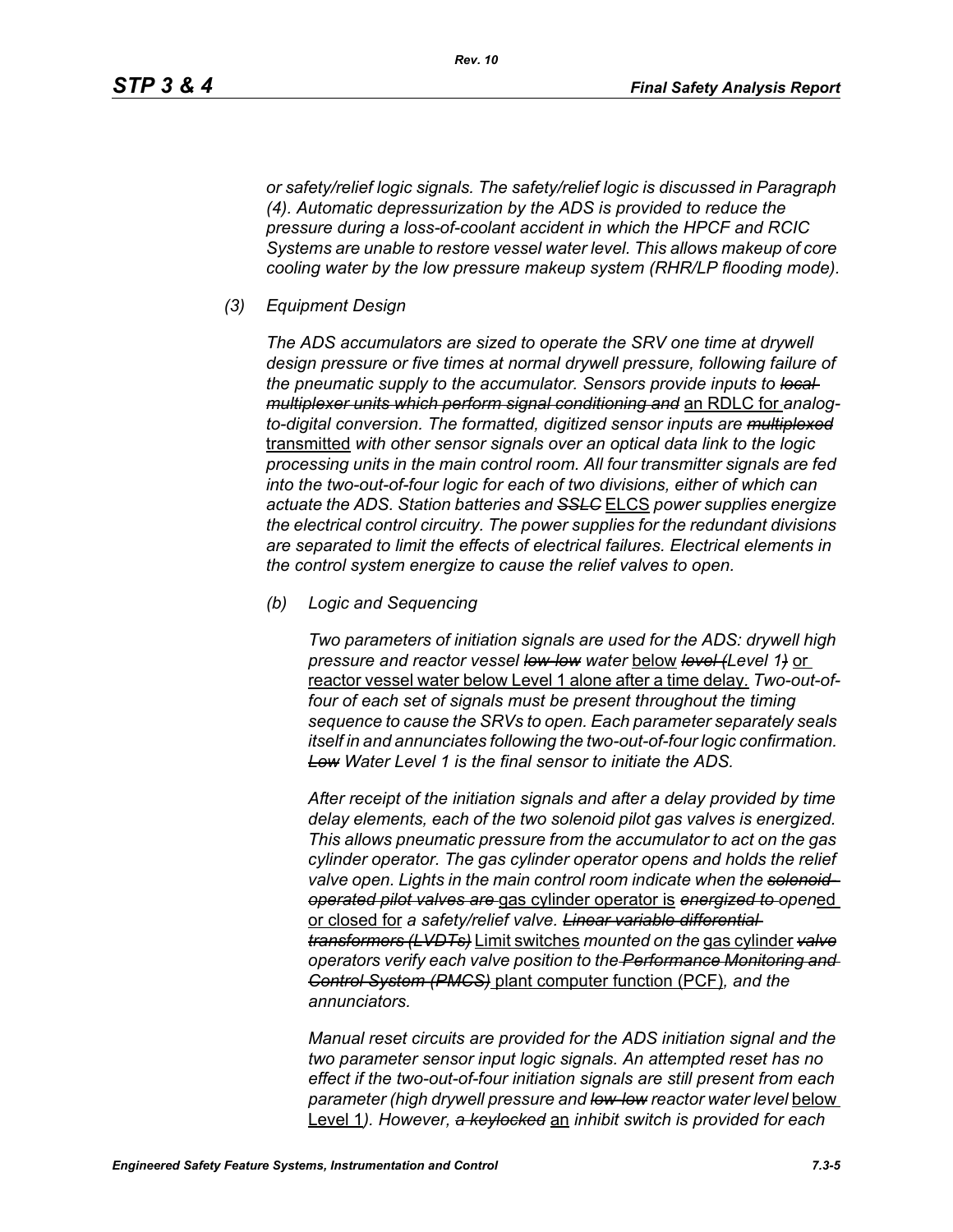*or safety/relief logic signals. The safety/relief logic is discussed in Paragraph (4). Automatic depressurization by the ADS is provided to reduce the pressure during a loss-of-coolant accident in which the HPCF and RCIC Systems are unable to restore vessel water level. This allows makeup of core cooling water by the low pressure makeup system (RHR/LP flooding mode).*

*(3) Equipment Design*

*The ADS accumulators are sized to operate the SRV one time at drywell design pressure or five times at normal drywell pressure, following failure of the pneumatic supply to the accumulator. Sensors provide inputs to ~~local multiplexer units which perform signal conditioning and~~* an RDLC for *analog-to-digital conversion. The formatted, digitized sensor inputs are ~~multiplexed~~* transmitted *with other sensor signals over an optical data link to the logic processing units in the main control room. All four transmitter signals are fed into the two-out-of-four logic for each of two divisions, either of which can actuate the ADS. Station batteries and ~~SSLC~~* ELCS *power supplies energize the electrical control circuitry. The power supplies for the redundant divisions are separated to limit the effects of electrical failures. Electrical elements in the control system energize to cause the relief valves to open.*

*(b) Logic and Sequencing*

*Two parameters of initiation signals are used for the ADS: drywell high pressure and reactor vessel ~~low-low~~ water* below *~~level (~~Level 1~~)~~* or reactor vessel water below Level 1 alone after a time delay. *Two-out-of-four of each set of signals must be present throughout the timing sequence to cause the SRVs to open. Each parameter separately seals itself in and annunciates following the two-out-of-four logic confirmation. ~~Low~~ Water Level 1 is the final sensor to initiate the ADS.*

*After receipt of the initiation signals and after a delay provided by time delay elements, each of the two solenoid pilot gas valves is energized. This allows pneumatic pressure from the accumulator to act on the gas cylinder operator. The gas cylinder operator opens and holds the relief valve open. Lights in the main control room indicate when the ~~solenoid-operated pilot valves are~~* gas cylinder operator is *~~energized to~~ open*ed or closed for *a safety/relief valve. ~~Linear variable differential transformers (LVDTs)~~* Limit switches *mounted on the* gas cylinder *~~valve~~ operators verify each valve position to the ~~Performance Monitoring and Control System (PMCS)~~* plant computer function (PCF)*, and the annunciators.*

*Manual reset circuits are provided for the ADS initiation signal and the two parameter sensor input logic signals. An attempted reset has no effect if the two-out-of-four initiation signals are still present from each parameter (high drywell pressure and ~~low-low~~ reactor water level* below Level 1*). However, ~~a keylocked~~* an *inhibit switch is provided for each*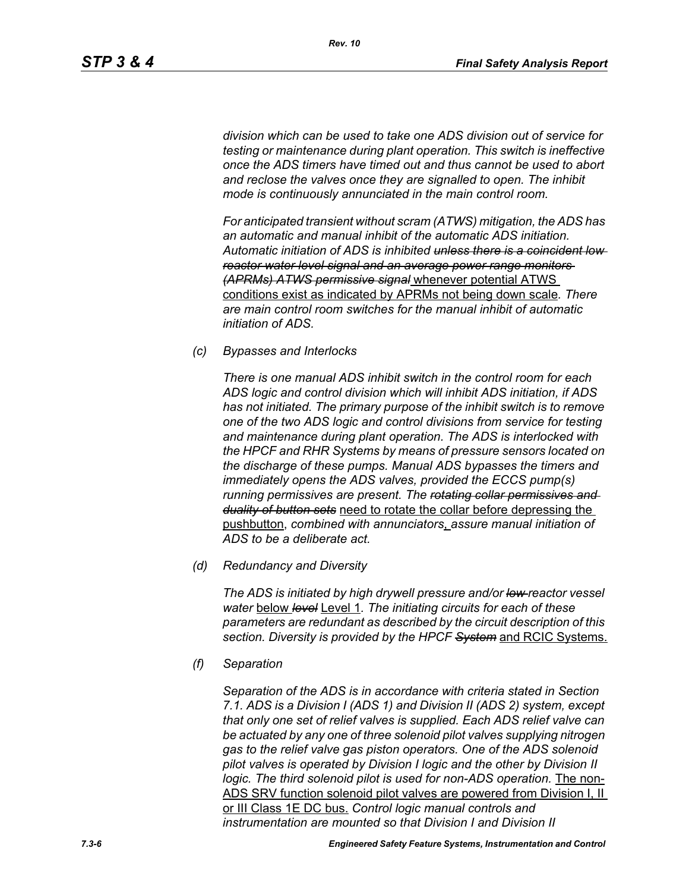*division which can be used to take one ADS division out of service for testing or maintenance during plant operation. This switch is ineffective once the ADS timers have timed out and thus cannot be used to abort and reclose the valves once they are signalled to open. The inhibit mode is continuously annunciated in the main control room.*

*For anticipated transient without scram (ATWS) mitigation, the ADS has an automatic and manual inhibit of the automatic ADS initiation. Automatic initiation of ADS is inhibited ~~unless there is a coincident low reactor water level signal and an average power range monitors (APRMs) ATWS permissive signal~~* whenever potential ATWS conditions exist as indicated by APRMs not being down scale*. There are main control room switches for the manual inhibit of automatic initiation of ADS.*

*(c) Bypasses and Interlocks*

*There is one manual ADS inhibit switch in the control room for each ADS logic and control division which will inhibit ADS initiation, if ADS has not initiated. The primary purpose of the inhibit switch is to remove one of the two ADS logic and control divisions from service for testing and maintenance during plant operation. The ADS is interlocked with the HPCF and RHR Systems by means of pressure sensors located on the discharge of these pumps. Manual ADS bypasses the timers and immediately opens the ADS valves, provided the ECCS pump(s) running permissives are present. The ~~rotating collar permissives and duality of button sets~~* need to rotate the collar before depressing the pushbutton, *combined with annunciators*, *assure manual initiation of ADS to be a deliberate act.*

*(d) Redundancy and Diversity*

*The ADS is initiated by high drywell pressure and/or ~~low~~ reactor vessel water* below *~~level~~* Level 1*. The initiating circuits for each of these parameters are redundant as described by the circuit description of this section. Diversity is provided by the HPCF ~~System~~* and RCIC Systems.

*(f) Separation*

*Separation of the ADS is in accordance with criteria stated in Section 7.1. ADS is a Division I (ADS 1) and Division II (ADS 2) system, except that only one set of relief valves is supplied. Each ADS relief valve can be actuated by any one of three solenoid pilot valves supplying nitrogen gas to the relief valve gas piston operators. One of the ADS solenoid pilot valves is operated by Division I logic and the other by Division II logic. The third solenoid pilot is used for non-ADS operation.* The non-ADS SRV function solenoid pilot valves are powered from Division I, II or III Class 1E DC bus. *Control logic manual controls and instrumentation are mounted so that Division I and Division II*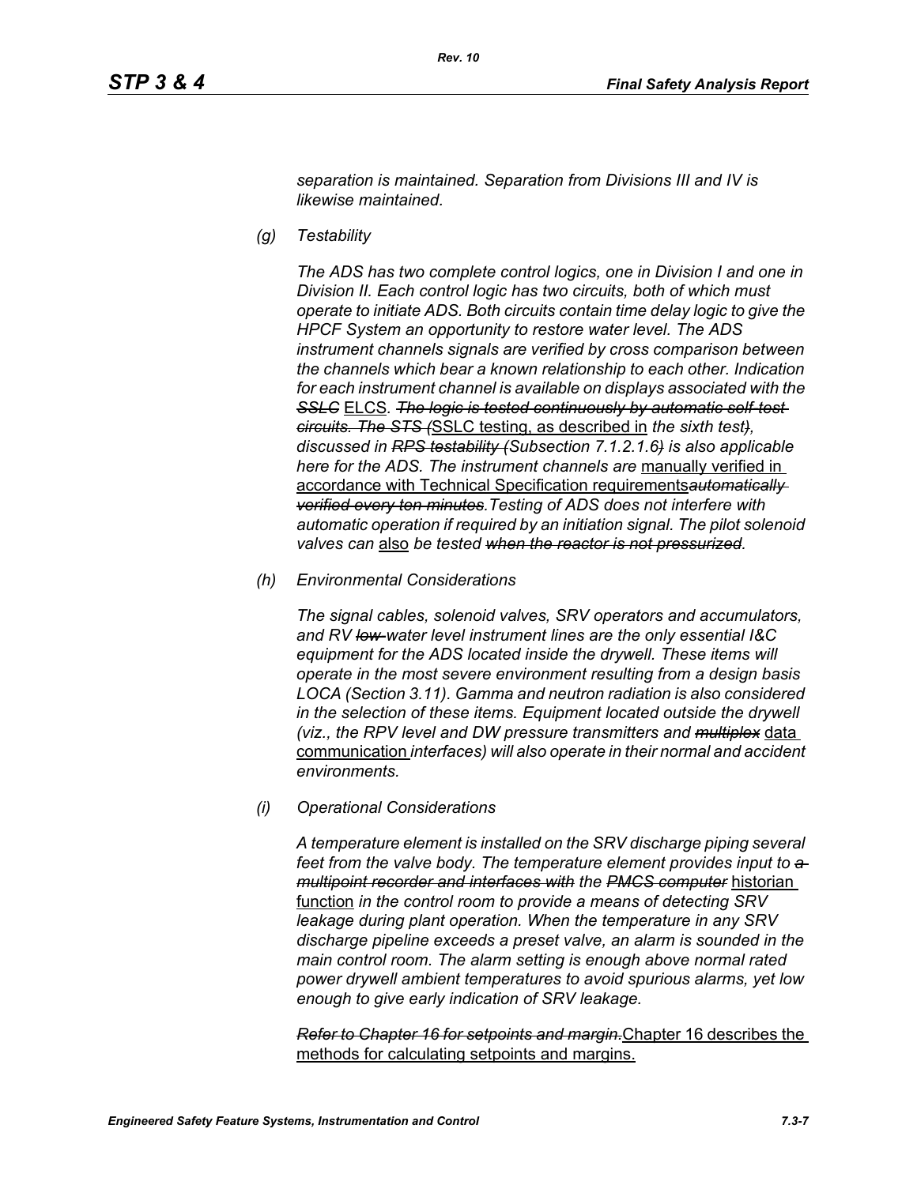*separation is maintained. Separation from Divisions III and IV is likewise maintained.*

*(g) Testability*

*The ADS has two complete control logics, one in Division I and one in Division II. Each control logic has two circuits, both of which must operate to initiate ADS. Both circuits contain time delay logic to give the HPCF System an opportunity to restore water level. The ADS instrument channels signals are verified by cross comparison between the channels which bear a known relationship to each other. Indication for each instrument channel is available on displays associated with the* ~~*SSLC*~~ ELCS*.* ~~*The logic is tested continuously by automatic self-test circuits. The STS (*~~SSLC testing, as described in *the sixth test*~~*)*~~*, discussed in* ~~*RPS testability (*~~*Subsection 7.1.2.1.6*~~*)*~~ *is also applicable here for the ADS. The instrument channels are* manually verified in accordance with Technical Specification requirements~~*automatically verified every ten minutes*~~*.Testing of ADS does not interfere with automatic operation if required by an initiation signal. The pilot solenoid valves can* also *be tested* ~~*when the reactor is not pressurized*~~*.*

*(h) Environmental Considerations*

*The signal cables, solenoid valves, SRV operators and accumulators, and RV* ~~*low*~~ *water level instrument lines are the only essential I&C equipment for the ADS located inside the drywell. These items will operate in the most severe environment resulting from a design basis LOCA (Section 3.11). Gamma and neutron radiation is also considered in the selection of these items. Equipment located outside the drywell (viz., the RPV level and DW pressure transmitters and* ~~*multiplex*~~ data communication *interfaces) will also operate in their normal and accident environments.*

*(i) Operational Considerations*

*A temperature element is installed on the SRV discharge piping several feet from the valve body. The temperature element provides input to* ~~*a multipoint recorder and interfaces with*~~ *the* ~~*PMCS computer*~~ historian function *in the control room to provide a means of detecting SRV leakage during plant operation. When the temperature in any SRV discharge pipeline exceeds a preset valve, an alarm is sounded in the main control room. The alarm setting is enough above normal rated power drywell ambient temperatures to avoid spurious alarms, yet low enough to give early indication of SRV leakage.*

~~*Refer to Chapter 16 for setpoints and margin.*~~Chapter 16 describes the methods for calculating setpoints and margins.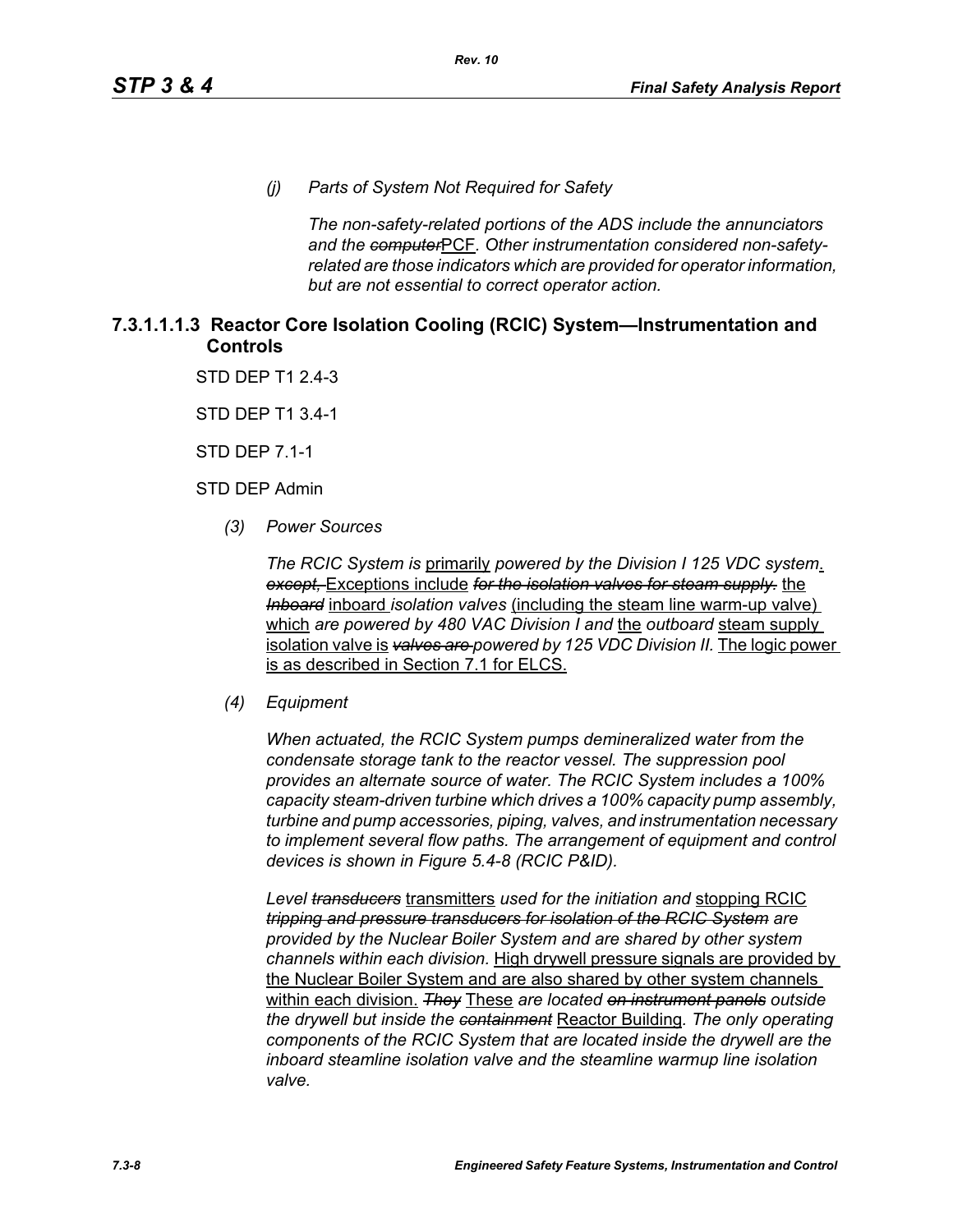*(j) Parts of System Not Required for Safety*

*The non-safety-related portions of the ADS include the annunciators and the ~~computer~~*PCF*. Other instrumentation considered non-safety-related are those indicators which are provided for operator information, but are not essential to correct operator action.*

### 7.3.1.1.1.3 Reactor Core Isolation Cooling (RCIC) System—Instrumentation and Controls

STD DEP T1 2.4-3

STD DEP T1 3.4-1

STD DEP 7.1-1

STD DEP Admin

*(3) Power Sources*

*The RCIC System is* primarily *powered by the Division I 125 VDC system*. ~~*except,*~~ Exceptions include ~~*for the isolation valves for steam supply.*~~ the ~~*Inboard*~~ inboard *isolation valves* (including the steam line warm-up valve) which *are powered by 480 VAC Division I and* the *outboard* steam supply isolation valve is ~~*valves are*~~ *powered by 125 VDC Division II.* The logic power is as described in Section 7.1 for ELCS.

*(4) Equipment*

*When actuated, the RCIC System pumps demineralized water from the condensate storage tank to the reactor vessel. The suppression pool provides an alternate source of water. The RCIC System includes a 100% capacity steam-driven turbine which drives a 100% capacity pump assembly, turbine and pump accessories, piping, valves, and instrumentation necessary to implement several flow paths. The arrangement of equipment and control devices is shown in Figure 5.4-8 (RCIC P&ID).*

*Level ~~transducers~~* transmitters *used for the initiation and* stopping RCIC ~~*tripping and pressure transducers for isolation of the RCIC System*~~ *are provided by the Nuclear Boiler System and are shared by other system channels within each division.* High drywell pressure signals are provided by the Nuclear Boiler System and are also shared by other system channels within each division. ~~*They*~~ These *are located ~~on instrument panels~~ outside the drywell but inside the ~~containment~~* Reactor Building*. The only operating components of the RCIC System that are located inside the drywell are the inboard steamline isolation valve and the steamline warmup line isolation valve.*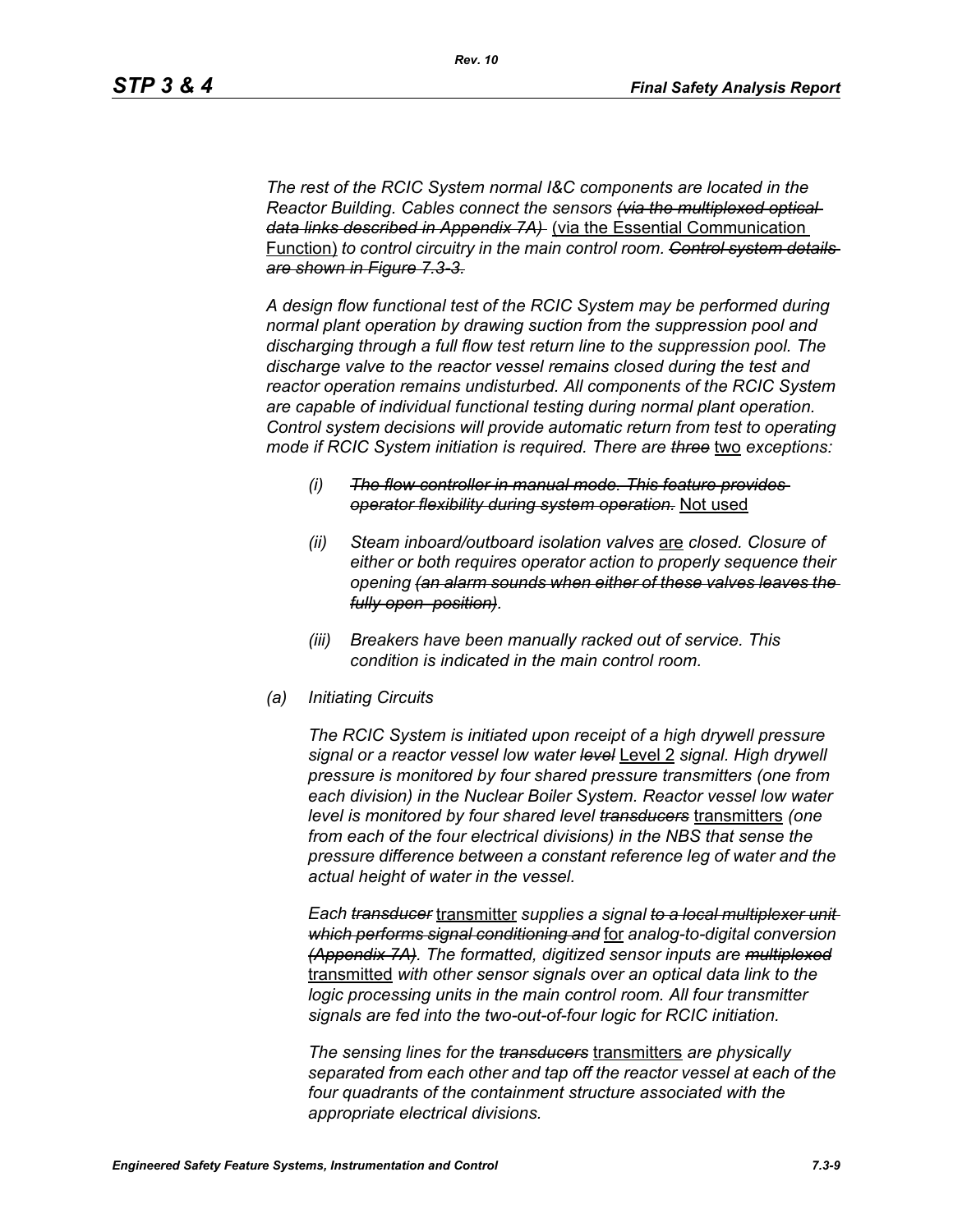*The rest of the RCIC System normal I&C components are located in the Reactor Building. Cables connect the sensors ~~(via the multiplexed optical data links described in Appendix 7A)~~* <u>(via the Essential Communication Function)</u> *to control circuitry in the main control room. ~~Control system details are shown in Figure 7.3-3.~~*

*A design flow functional test of the RCIC System may be performed during normal plant operation by drawing suction from the suppression pool and discharging through a full flow test return line to the suppression pool. The discharge valve to the reactor vessel remains closed during the test and reactor operation remains undisturbed. All components of the RCIC System are capable of individual functional testing during normal plant operation. Control system decisions will provide automatic return from test to operating mode if RCIC System initiation is required. There are ~~three~~* <u>two</u> *exceptions:*

- *(i) ~~The flow controller in manual mode. This feature provides operator flexibility during system operation.~~* <u>Not used</u>

- *(ii) Steam inboard/outboard isolation valves* <u>are</u> *closed. Closure of either or both requires operator action to properly sequence their opening ~~(an alarm sounds when either of these valves leaves the fully open position)~~.*

- *(iii) Breakers have been manually racked out of service. This condition is indicated in the main control room.*

*(a) Initiating Circuits*

*The RCIC System is initiated upon receipt of a high drywell pressure signal or a reactor vessel low water ~~level~~* <u>Level 2</u> *signal. High drywell pressure is monitored by four shared pressure transmitters (one from each division) in the Nuclear Boiler System. Reactor vessel low water level is monitored by four shared level ~~transducers~~* <u>transmitters</u> *(one from each of the four electrical divisions) in the NBS that sense the pressure difference between a constant reference leg of water and the actual height of water in the vessel.*

*Each ~~transducer~~* <u>transmitter</u> *supplies a signal ~~to a local multiplexer unit which performs signal conditioning and~~* <u>for</u> *analog-to-digital conversion ~~(Appendix 7A)~~. The formatted, digitized sensor inputs are ~~multiplexed~~* <u>transmitted</u> *with other sensor signals over an optical data link to the logic processing units in the main control room. All four transmitter signals are fed into the two-out-of-four logic for RCIC initiation.*

*The sensing lines for the ~~transducers~~* <u>transmitters</u> *are physically separated from each other and tap off the reactor vessel at each of the four quadrants of the containment structure associated with the appropriate electrical divisions.*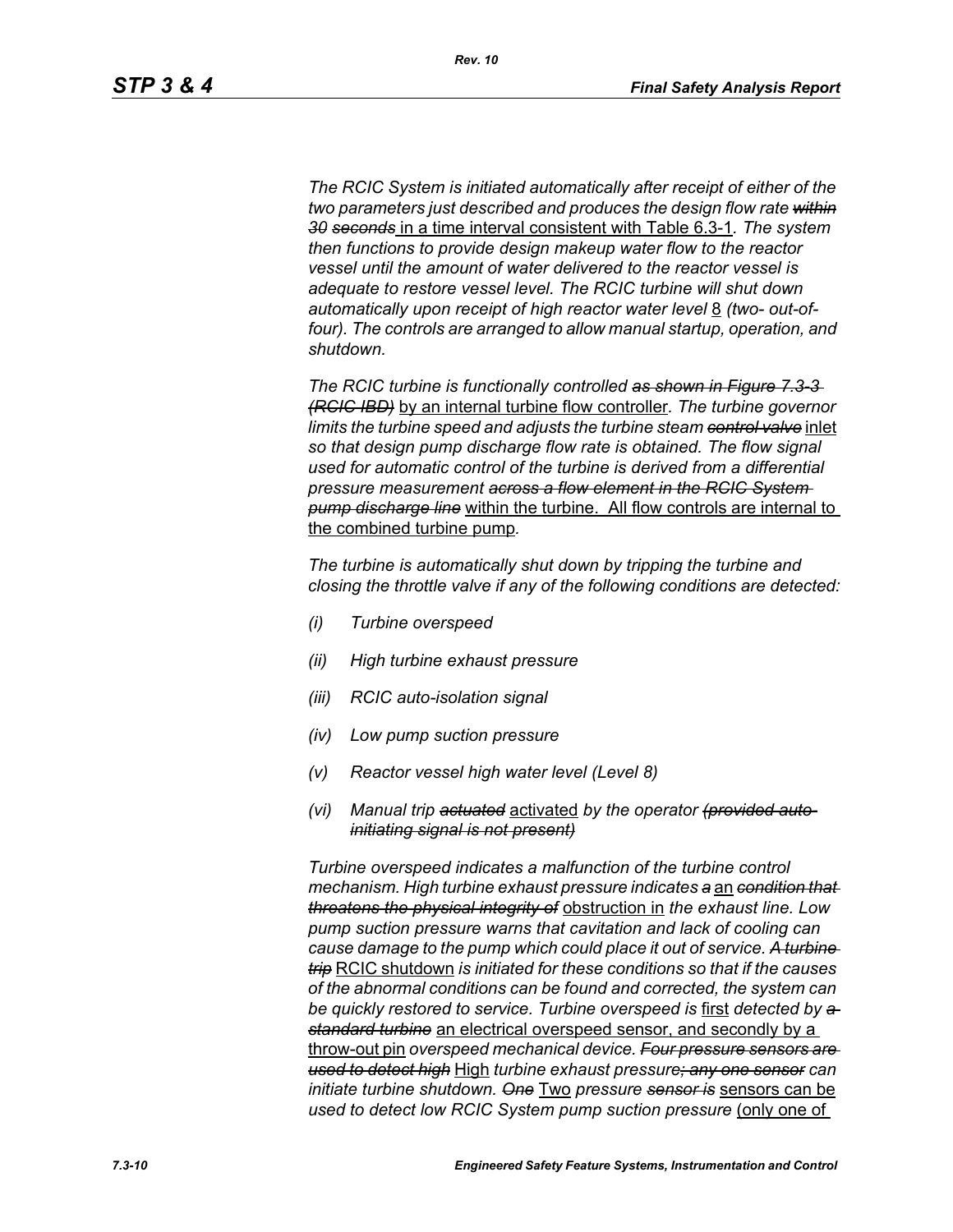*The RCIC System is initiated automatically after receipt of either of the two parameters just described and produces the design flow rate ~~within 30 seconds~~* in a time interval consistent with Table 6.3-1*. The system then functions to provide design makeup water flow to the reactor vessel until the amount of water delivered to the reactor vessel is adequate to restore vessel level. The RCIC turbine will shut down automatically upon receipt of high reactor water level* 8 *(two- out-of-four). The controls are arranged to allow manual startup, operation, and shutdown.*

*The RCIC turbine is functionally controlled ~~as shown in Figure 7.3-3 (RCIC IBD)~~* by an internal turbine flow controller*. The turbine governor limits the turbine speed and adjusts the turbine steam ~~control valve~~* inlet *so that design pump discharge flow rate is obtained. The flow signal used for automatic control of the turbine is derived from a differential pressure measurement ~~across a flow element in the RCIC System pump discharge line~~* within the turbine. All flow controls are internal to the combined turbine pump*.*

*The turbine is automatically shut down by tripping the turbine and closing the throttle valve if any of the following conditions are detected:*

- *(i) Turbine overspeed*
- *(ii) High turbine exhaust pressure*
- *(iii) RCIC auto-isolation signal*
- *(iv) Low pump suction pressure*
- *(v) Reactor vessel high water level (Level 8)*
- *(vi) Manual trip ~~actuated~~* activated *by the operator ~~(provided auto-initiating signal is not present)~~*

*Turbine overspeed indicates a malfunction of the turbine control mechanism. High turbine exhaust pressure indicates ~~a~~* an *~~condition that threatens the physical integrity of~~* obstruction in *the exhaust line. Low pump suction pressure warns that cavitation and lack of cooling can cause damage to the pump which could place it out of service. ~~A turbine trip~~* RCIC shutdown *is initiated for these conditions so that if the causes of the abnormal conditions can be found and corrected, the system can be quickly restored to service. Turbine overspeed is* first *detected by ~~a standard turbine~~* an electrical overspeed sensor, and secondly by a throw-out pin *overspeed mechanical device. ~~Four pressure sensors are used to detect high~~* High *turbine exhaust pressure~~; any one sensor~~ can initiate turbine shutdown. ~~One~~* Two *pressure ~~sensor is~~* sensors can be *used to detect low RCIC System pump suction pressure* (only one of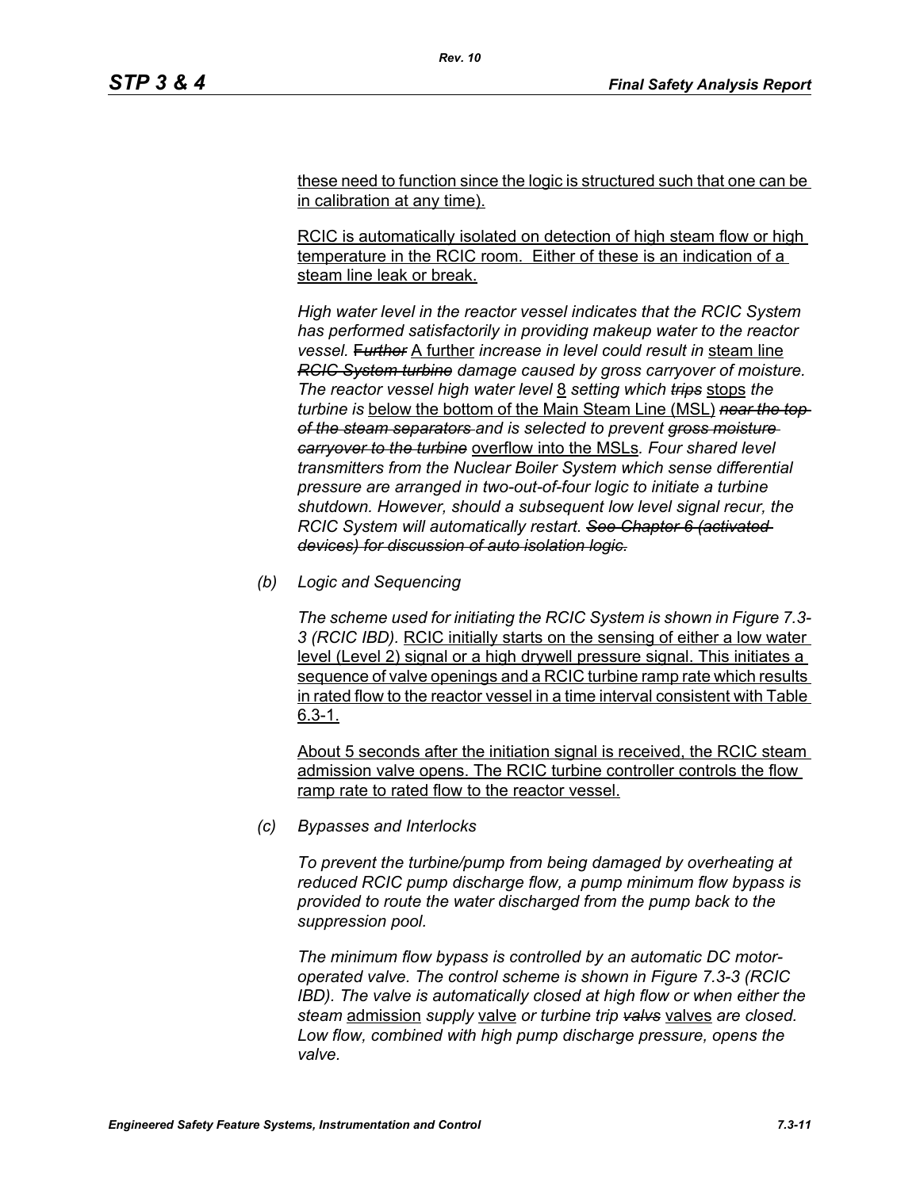these need to function since the logic is structured such that one can be in calibration at any time).

RCIC is automatically isolated on detection of high steam flow or high temperature in the RCIC room. Either of these is an indication of a steam line leak or break.

*High water level in the reactor vessel indicates that the RCIC System has performed satisfactorily in providing makeup water to the reactor vessel.* ~~*Further*~~ A further *increase in level could result in* steam line ~~*RCIC System turbine*~~ *damage caused by gross carryover of moisture. The reactor vessel high water level* 8 *setting which* ~~*trips*~~ stops *the turbine is* below the bottom of the Main Steam Line (MSL) ~~*near the top of the steam separators*~~ *and is selected to prevent* ~~*gross moisture carryover to the turbine*~~ overflow into the MSLs*. Four shared level transmitters from the Nuclear Boiler System which sense differential pressure are arranged in two-out-of-four logic to initiate a turbine shutdown. However, should a subsequent low level signal recur, the RCIC System will automatically restart.* ~~*See Chapter 6 (activated devices) for discussion of auto isolation logic.*~~

*(b) Logic and Sequencing*

*The scheme used for initiating the RCIC System is shown in Figure 7.3-3 (RCIC IBD).* RCIC initially starts on the sensing of either a low water level (Level 2) signal or a high drywell pressure signal. This initiates a sequence of valve openings and a RCIC turbine ramp rate which results in rated flow to the reactor vessel in a time interval consistent with Table 6.3-1.

About 5 seconds after the initiation signal is received, the RCIC steam admission valve opens. The RCIC turbine controller controls the flow ramp rate to rated flow to the reactor vessel.

*(c) Bypasses and Interlocks*

*To prevent the turbine/pump from being damaged by overheating at reduced RCIC pump discharge flow, a pump minimum flow bypass is provided to route the water discharged from the pump back to the suppression pool.*

*The minimum flow bypass is controlled by an automatic DC motor-operated valve. The control scheme is shown in Figure 7.3-3 (RCIC IBD). The valve is automatically closed at high flow or when either the steam* admission *supply* valve *or turbine trip* ~~*valvs*~~ valves *are closed. Low flow, combined with high pump discharge pressure, opens the valve.*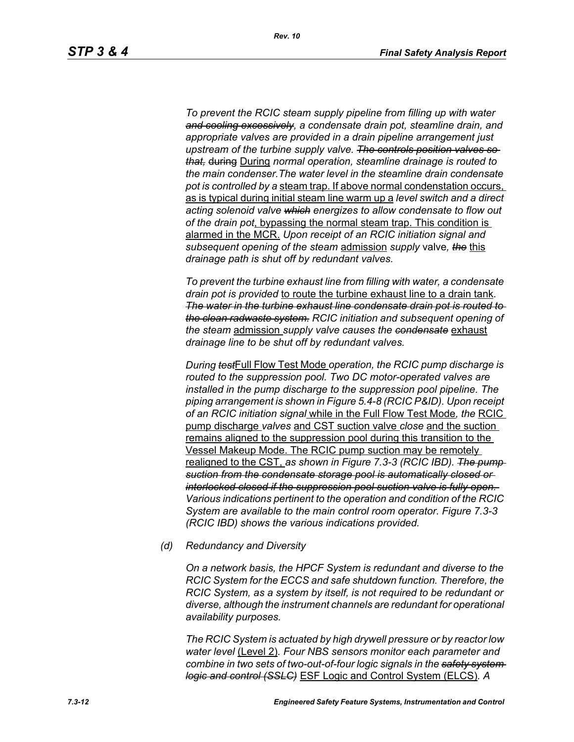*To prevent the RCIC steam supply pipeline from filling up with water ~~and cooling excessively~~, a condensate drain pot, steamline drain, and appropriate valves are provided in a drain pipeline arrangement just upstream of the turbine supply valve. ~~The controls position valves so that,~~ ~~during~~* During *normal operation, steamline drainage is routed to the main condenser.The water level in the steamline drain condensate pot is controlled by a* steam trap. If above normal condenstation occurs, as is typical during initial steam line warm up a *level switch and a direct acting solenoid valve ~~which~~ energizes to allow condensate to flow out of the drain pot*, bypassing the normal steam trap. This condition is alarmed in the MCR. *Upon receipt of an RCIC initiation signal and subsequent opening of the steam* admission *supply* valve*, ~~the~~* this *drainage path is shut off by redundant valves.*

*To prevent the turbine exhaust line from filling with water, a condensate drain pot is provided* to route the turbine exhaust line to a drain tank*. ~~The water in the turbine exhaust line condensate drain pot is routed to the clean radwaste system.~~ RCIC initiation and subsequent opening of the steam* admission *supply valve causes the ~~condensate~~* exhaust *drainage line to be shut off by redundant valves.*

*During ~~test~~*Full Flow Test Mode *operation, the RCIC pump discharge is routed to the suppression pool. Two DC motor-operated valves are installed in the pump discharge to the suppression pool pipeline. The piping arrangement is shown in Figure 5.4-8 (RCIC P&ID). Upon receipt of an RCIC initiation signal* while in the Full Flow Test Mode*, the* RCIC pump discharge *valves* and CST suction valve *close* and the suction remains aligned to the suppression pool during this transition to the Vessel Makeup Mode. The RCIC pump suction may be remotely realigned to the CST, *as shown in Figure 7.3-3 (RCIC IBD). ~~The pump suction from the condensate storage pool is automatically closed or interlocked closed if the suppression pool suction valve is fully open.~~ Various indications pertinent to the operation and condition of the RCIC System are available to the main control room operator. Figure 7.3-3 (RCIC IBD) shows the various indications provided.*

*(d) Redundancy and Diversity*

*On a network basis, the HPCF System is redundant and diverse to the RCIC System for the ECCS and safe shutdown function. Therefore, the RCIC System, as a system by itself, is not required to be redundant or diverse, although the instrument channels are redundant for operational availability purposes.*

*The RCIC System is actuated by high drywell pressure or by reactor low water level* (Level 2)*. Four NBS sensors monitor each parameter and combine in two sets of two-out-of-four logic signals in the ~~safety system logic and control (SSLC)~~* ESF Logic and Control System (ELCS)*. A*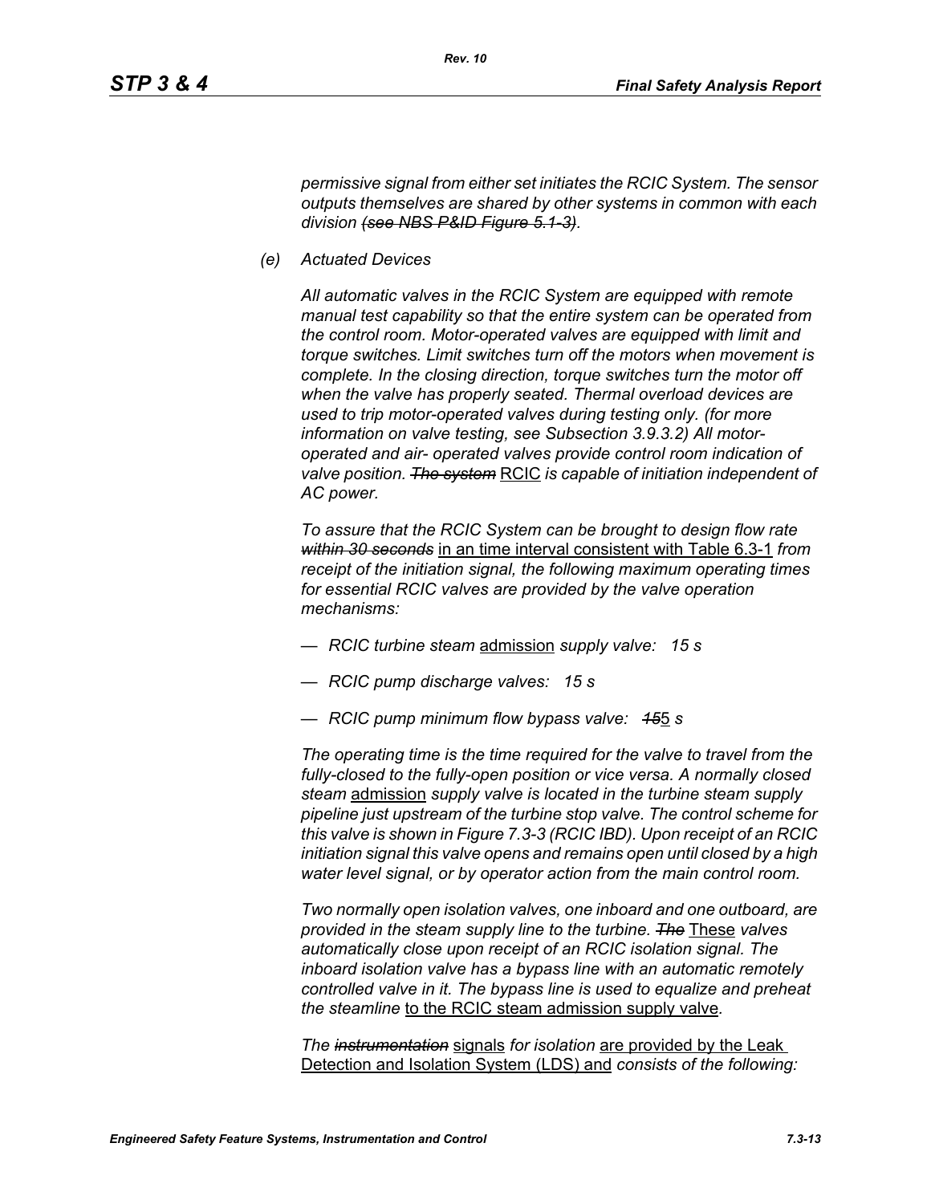*permissive signal from either set initiates the RCIC System. The sensor outputs themselves are shared by other systems in common with each division ~~(see NBS P&ID Figure 5.1-3)~~.*

*(e) Actuated Devices*

*All automatic valves in the RCIC System are equipped with remote manual test capability so that the entire system can be operated from the control room. Motor-operated valves are equipped with limit and torque switches. Limit switches turn off the motors when movement is complete. In the closing direction, torque switches turn the motor off when the valve has properly seated. Thermal overload devices are used to trip motor-operated valves during testing only. (for more information on valve testing, see Subsection 3.9.3.2) All motor-operated and air- operated valves provide control room indication of valve position. ~~The system~~* <u>RCIC</u> *is capable of initiation independent of AC power.*

*To assure that the RCIC System can be brought to design flow rate ~~within 30 seconds~~* <u>in an time interval consistent with Table 6.3-1</u> *from receipt of the initiation signal, the following maximum operating times for essential RCIC valves are provided by the valve operation mechanisms:*

- *RCIC turbine steam* <u>admission</u> *supply valve: 15 s*
- *RCIC pump discharge valves: 15 s*
- *RCIC pump minimum flow bypass valve: ~~15~~*<u>5</u> *s*

*The operating time is the time required for the valve to travel from the fully-closed to the fully-open position or vice versa. A normally closed steam* <u>admission</u> *supply valve is located in the turbine steam supply pipeline just upstream of the turbine stop valve. The control scheme for this valve is shown in Figure 7.3-3 (RCIC IBD). Upon receipt of an RCIC initiation signal this valve opens and remains open until closed by a high water level signal, or by operator action from the main control room.*

*Two normally open isolation valves, one inboard and one outboard, are provided in the steam supply line to the turbine. ~~The~~* <u>These</u> *valves automatically close upon receipt of an RCIC isolation signal. The inboard isolation valve has a bypass line with an automatic remotely controlled valve in it. The bypass line is used to equalize and preheat the steamline* <u>to the RCIC steam admission supply valve</u>*.*

*The ~~instrumentation~~* <u>signals</u> *for isolation* <u>are provided by the Leak Detection and Isolation System (LDS) and</u> *consists of the following:*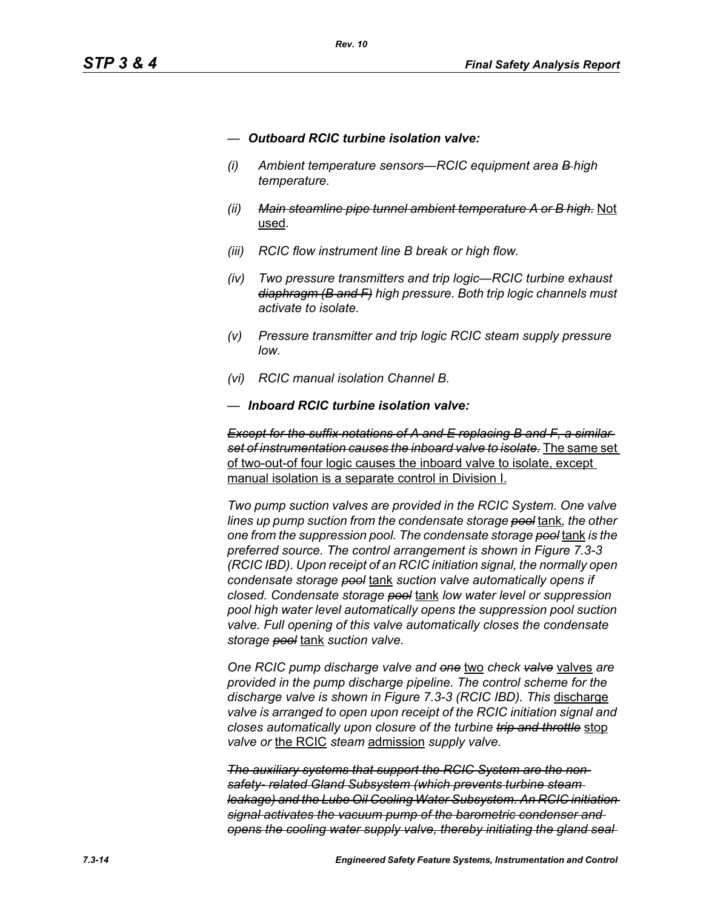— ***Outboard RCIC turbine isolation valve:***

*(i) Ambient temperature sensors—RCIC equipment area ~~B~~ high temperature.*

*(ii) ~~Main steamline pipe tunnel ambient temperature A or B high.~~* <u>Not used</u>.

*(iii) RCIC flow instrument line B break or high flow.*

*(iv) Two pressure transmitters and trip logic—RCIC turbine exhaust ~~diaphragm (B and F)~~ high pressure. Both trip logic channels must activate to isolate.*

*(v) Pressure transmitter and trip logic RCIC steam supply pressure low.*

*(vi) RCIC manual isolation Channel B.*

— ***Inboard RCIC turbine isolation valve:***

*~~Except for the suffix notations of A and E replacing B and F, a similar set of instrumentation causes the inboard valve to isolate.~~* <u>The same set of two-out-of four logic causes the inboard valve to isolate, except manual isolation is a separate control in Division I.</u>

*Two pump suction valves are provided in the RCIC System. One valve lines up pump suction from the condensate storage ~~pool~~* <u>tank</u>*, the other one from the suppression pool. The condensate storage ~~pool~~* <u>tank</u> *is the preferred source. The control arrangement is shown in Figure 7.3-3 (RCIC IBD). Upon receipt of an RCIC initiation signal, the normally open condensate storage ~~pool~~* <u>tank</u> *suction valve automatically opens if closed. Condensate storage ~~pool~~* <u>tank</u> *low water level or suppression pool high water level automatically opens the suppression pool suction valve. Full opening of this valve automatically closes the condensate storage ~~pool~~* <u>tank</u> *suction valve.*

*One RCIC pump discharge valve and ~~one~~* <u>two</u> *check ~~valve~~* <u>valves</u> *are provided in the pump discharge pipeline. The control scheme for the discharge valve is shown in Figure 7.3-3 (RCIC IBD). This* <u>discharge</u> *valve is arranged to open upon receipt of the RCIC initiation signal and closes automatically upon closure of the turbine ~~trip and throttle~~* <u>stop</u> *valve or* <u>the RCIC</u> *steam* <u>admission</u> *supply valve.*

*~~The auxiliary systems that support the RCIC System are the non-safety- related Gland Subsystem (which prevents turbine steam leakage) and the Lube Oil Cooling Water Subsystem. An RCIC initiation signal activates the vacuum pump of the barometric condenser and opens the cooling water supply valve, thereby initiating the gland seal~~*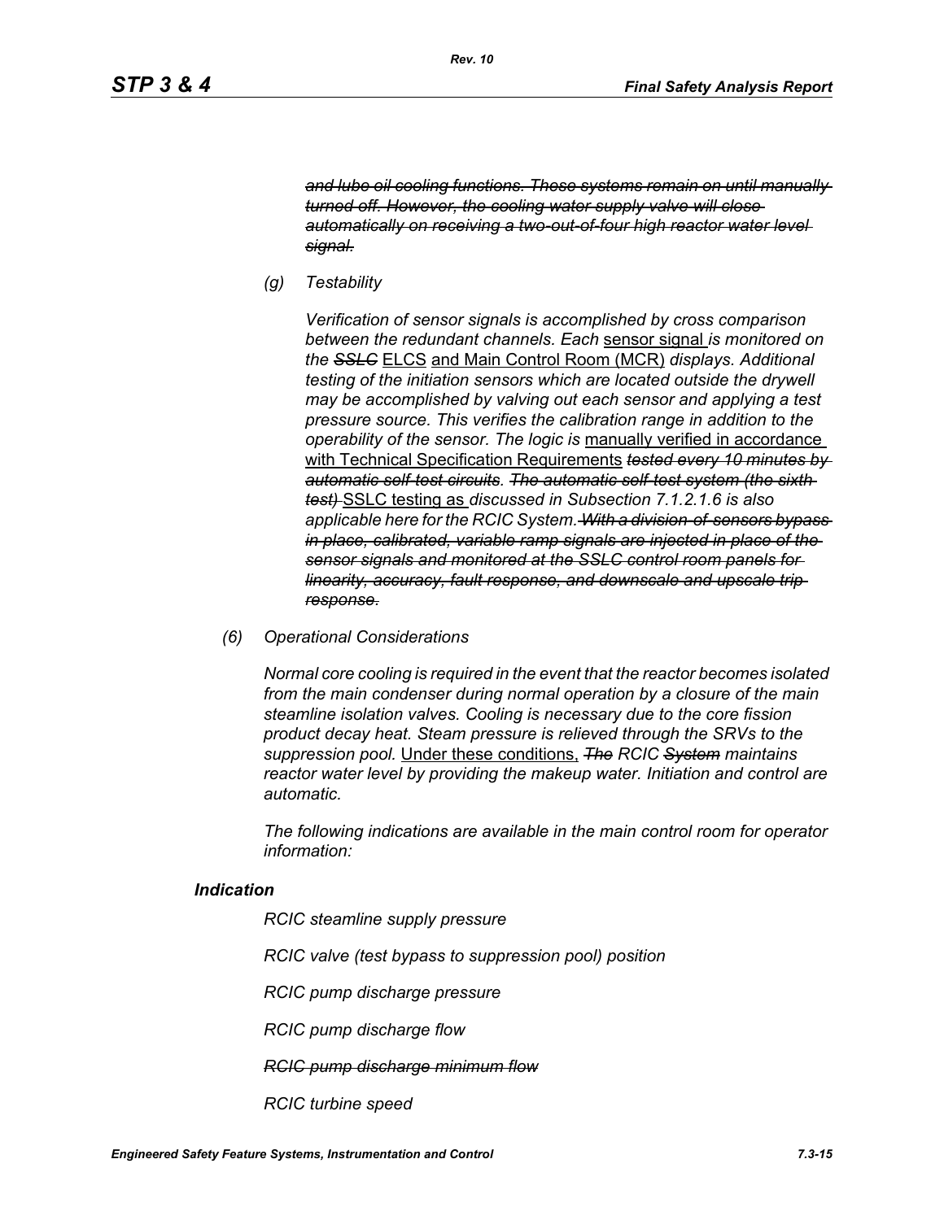~~*and lube oil cooling functions. These systems remain on until manually turned off. However, the cooling water supply valve will close automatically on receiving a two-out-of-four high reactor water level signal.*~~

*(g) Testability*

*Verification of sensor signals is accomplished by cross comparison between the redundant channels. Each* <u>sensor signal</u> *is monitored on the ~~SSLC~~* <u>ELCS</u> <u>and Main Control Room (MCR)</u> *displays. Additional testing of the initiation sensors which are located outside the drywell may be accomplished by valving out each sensor and applying a test pressure source. This verifies the calibration range in addition to the operability of the sensor. The logic is* <u>manually verified in accordance with Technical Specification Requirements</u> ~~*tested every 10 minutes by automatic self-test circuits*~~. ~~*The automatic self-test system (the sixth test)*~~ <u>SSLC testing as</u> *discussed in Subsection 7.1.2.1.6 is also applicable here for the RCIC System.* ~~*With a division-of-sensors bypass in place, calibrated, variable ramp signals are injected in place of the sensor signals and monitored at the SSLC control room panels for linearity, accuracy, fault response, and downscale and upscale trip response.*~~

*(6) Operational Considerations*

*Normal core cooling is required in the event that the reactor becomes isolated from the main condenser during normal operation by a closure of the main steamline isolation valves. Cooling is necessary due to the core fission product decay heat. Steam pressure is relieved through the SRVs to the suppression pool.* <u>Under these conditions,</u> ~~*The*~~ *RCIC* ~~*System*~~ *maintains reactor water level by providing the makeup water. Initiation and control are automatic.*

*The following indications are available in the main control room for operator information:*

***Indication***

*RCIC steamline supply pressure*

*RCIC valve (test bypass to suppression pool) position*

*RCIC pump discharge pressure*

*RCIC pump discharge flow*

~~*RCIC pump discharge minimum flow*~~

*RCIC turbine speed*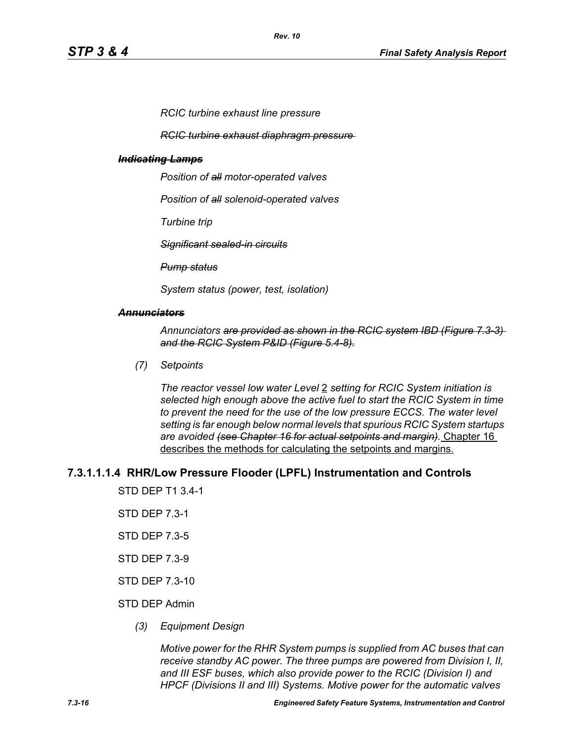*RCIC turbine exhaust line pressure*

~~*RCIC turbine exhaust diaphragm pressure*~~

~~***Indicating Lamps***~~

*Position of ~~all~~ motor-operated valves*

*Position of ~~all~~ solenoid-operated valves*

*Turbine trip*

~~*Significant sealed-in circuits*~~

~~*Pump status*~~

*System status (power, test, isolation)*

~~***Annunciators***~~

*Annunciators ~~are provided as shown in the RCIC system IBD (Figure 7.3-3) and the RCIC System P&ID (Figure 5.4-8).~~*

*(7) Setpoints*

*The reactor vessel low water Level* <u>2</u> *setting for RCIC System initiation is selected high enough above the active fuel to start the RCIC System in time to prevent the need for the use of the low pressure ECCS. The water level setting is far enough below normal levels that spurious RCIC System startups are avoided ~~(see Chapter 16 for actual setpoints and margin).~~* <u>Chapter 16 describes the methods for calculating the setpoints and margins.</u>

### 7.3.1.1.1.4 RHR/Low Pressure Flooder (LPFL) Instrumentation and Controls

STD DEP T1 3.4-1

STD DEP 7.3-1

STD DEP 7.3-5

STD DEP 7.3-9

STD DEP 7.3-10

STD DEP Admin

*(3) Equipment Design*

*Motive power for the RHR System pumps is supplied from AC buses that can receive standby AC power. The three pumps are powered from Division I, II, and III ESF buses, which also provide power to the RCIC (Division I) and HPCF (Divisions II and III) Systems. Motive power for the automatic valves*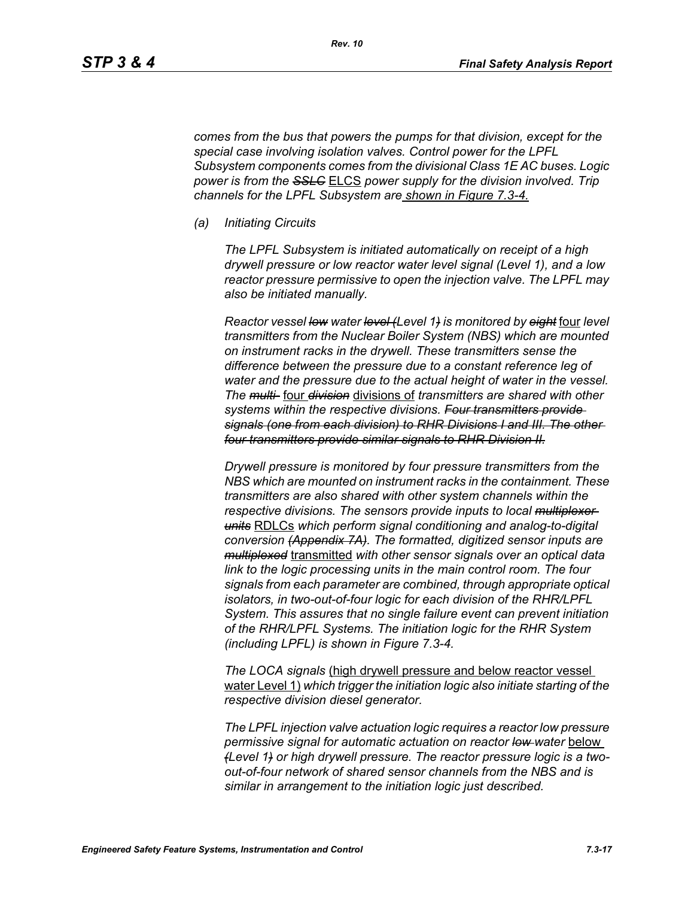*comes from the bus that powers the pumps for that division, except for the special case involving isolation valves. Control power for the LPFL Subsystem components comes from the divisional Class 1E AC buses. Logic power is from the* ~~*SSLC*~~ ELCS *power supply for the division involved. Trip channels for the LPFL Subsystem are* shown in Figure 7.3-4.

*(a) Initiating Circuits*

*The LPFL Subsystem is initiated automatically on receipt of a high drywell pressure or low reactor water level signal (Level 1), and a low reactor pressure permissive to open the injection valve. The LPFL may also be initiated manually.*

*Reactor vessel* ~~*low*~~ *water* ~~*level (*~~*Level 1*~~*)*~~ *is monitored by* ~~*eight*~~ four *level transmitters from the Nuclear Boiler System (NBS) which are mounted on instrument racks in the drywell. These transmitters sense the difference between the pressure due to a constant reference leg of water and the pressure due to the actual height of water in the vessel. The* ~~*multi-*~~ four ~~*division*~~ divisions of *transmitters are shared with other systems within the respective divisions.* ~~*Four transmitters provide signals (one from each division) to RHR Divisions I and III. The other four transmitters provide similar signals to RHR Division II.*~~

*Drywell pressure is monitored by four pressure transmitters from the NBS which are mounted on instrument racks in the containment. These transmitters are also shared with other system channels within the respective divisions. The sensors provide inputs to local* ~~*multiplexer units*~~ RDLCs *which perform signal conditioning and analog-to-digital conversion* ~~*(Appendix 7A)*~~*. The formatted, digitized sensor inputs are* ~~*multiplexed*~~ transmitted *with other sensor signals over an optical data link to the logic processing units in the main control room. The four signals from each parameter are combined, through appropriate optical isolators, in two-out-of-four logic for each division of the RHR/LPFL System. This assures that no single failure event can prevent initiation of the RHR/LPFL Systems. The initiation logic for the RHR System (including LPFL) is shown in Figure 7.3-4.*

*The LOCA signals* (high drywell pressure and below reactor vessel water Level 1) *which trigger the initiation logic also initiate starting of the respective division diesel generator.*

*The LPFL injection valve actuation logic requires a reactor low pressure permissive signal for automatic actuation on reactor* ~~*low*~~ *water* below ~~*(*~~*Level 1*~~*)*~~ *or high drywell pressure. The reactor pressure logic is a two-out-of-four network of shared sensor channels from the NBS and is similar in arrangement to the initiation logic just described.*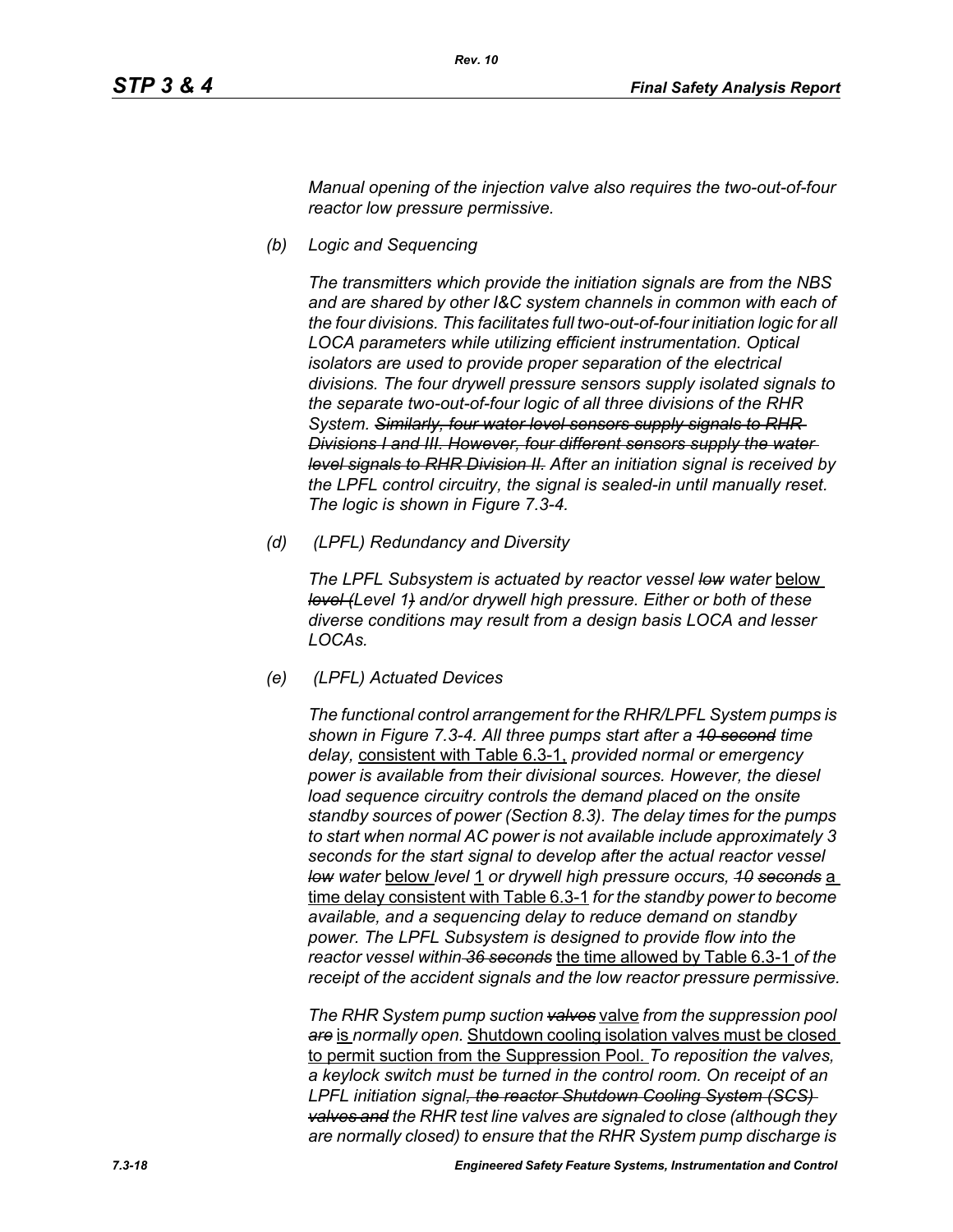*Manual opening of the injection valve also requires the two-out-of-four reactor low pressure permissive.*

*(b) Logic and Sequencing*

*The transmitters which provide the initiation signals are from the NBS and are shared by other I&C system channels in common with each of the four divisions. This facilitates full two-out-of-four initiation logic for all LOCA parameters while utilizing efficient instrumentation. Optical isolators are used to provide proper separation of the electrical divisions. The four drywell pressure sensors supply isolated signals to the separate two-out-of-four logic of all three divisions of the RHR System. ~~Similarly, four water level sensors supply signals to RHR Divisions I and III. However, four different sensors supply the water level signals to RHR Division II.~~ After an initiation signal is received by the LPFL control circuitry, the signal is sealed-in until manually reset. The logic is shown in Figure 7.3-4.*

*(d) (LPFL) Redundancy and Diversity*

*The LPFL Subsystem is actuated by reactor vessel ~~low~~ water* below *~~level (~~Level 1~~)~~ and/or drywell high pressure. Either or both of these diverse conditions may result from a design basis LOCA and lesser LOCAs.*

*(e) (LPFL) Actuated Devices*

*The functional control arrangement for the RHR/LPFL System pumps is shown in Figure 7.3-4. All three pumps start after a ~~10 second~~ time delay,* consistent with Table 6.3-1, *provided normal or emergency power is available from their divisional sources. However, the diesel load sequence circuitry controls the demand placed on the onsite standby sources of power (Section 8.3). The delay times for the pumps to start when normal AC power is not available include approximately 3 seconds for the start signal to develop after the actual reactor vessel ~~low~~ water* below *level* 1 *or drywell high pressure occurs, ~~10 seconds~~* a time delay consistent with Table 6.3-1 *for the standby power to become available, and a sequencing delay to reduce demand on standby power. The LPFL Subsystem is designed to provide flow into the reactor vessel within ~~36 seconds~~* the time allowed by Table 6.3-1 *of the receipt of the accident signals and the low reactor pressure permissive.*

*The RHR System pump suction ~~valves~~* valve *from the suppression pool ~~are~~* is *normally open.* Shutdown cooling isolation valves must be closed to permit suction from the Suppression Pool. *To reposition the valves, a keylock switch must be turned in the control room. On receipt of an LPFL initiation signal~~, the reactor Shutdown Cooling System (SCS) valves and~~ the RHR test line valves are signaled to close (although they are normally closed) to ensure that the RHR System pump discharge is*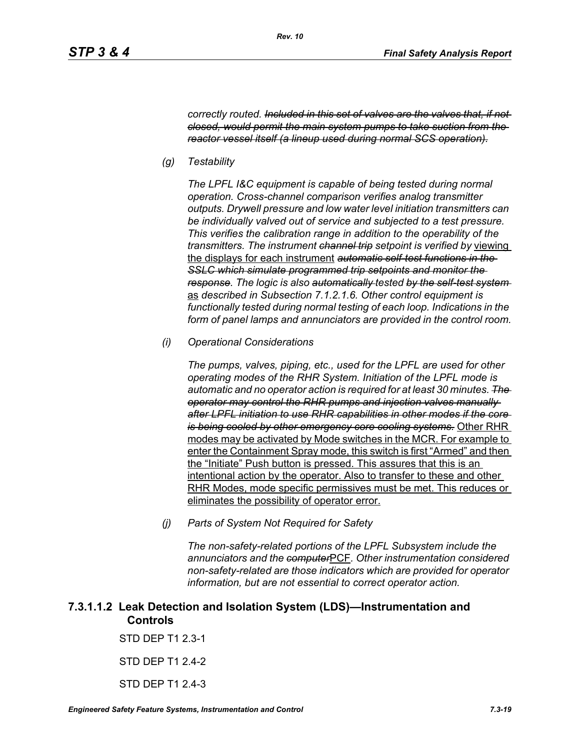*correctly routed. ~~Included in this set of valves are the valves that, if not closed, would permit the main system pumps to take suction from the reactor vessel itself (a lineup used during normal SCS operation).~~*

*(g) Testability*

*The LPFL I&C equipment is capable of being tested during normal operation. Cross-channel comparison verifies analog transmitter outputs. Drywell pressure and low water level initiation transmitters can be individually valved out of service and subjected to a test pressure. This verifies the calibration range in addition to the operability of the transmitters. The instrument ~~channel trip~~ setpoint is verified by* <u>viewing the displays for each instrument</u> *~~automatic self-test functions in the SSLC which simulate programmed trip setpoints and monitor the response~~. The logic is also ~~automatically~~ tested ~~by the self-test system~~* <u>as</u> *described in Subsection 7.1.2.1.6. Other control equipment is functionally tested during normal testing of each loop. Indications in the form of panel lamps and annunciators are provided in the control room.*

*(i) Operational Considerations*

*The pumps, valves, piping, etc., used for the LPFL are used for other operating modes of the RHR System. Initiation of the LPFL mode is automatic and no operator action is required for at least 30 minutes. ~~The operator may control the RHR pumps and injection valves manually after LPFL initiation to use RHR capabilities in other modes if the core is being cooled by other emergency core cooling systems.~~* <u>Other RHR modes may be activated by Mode switches in the MCR. For example to enter the Containment Spray mode, this switch is first "Armed" and then the "Initiate" Push button is pressed. This assures that this is an intentional action by the operator. Also to transfer to these and other RHR Modes, mode specific permissives must be met. This reduces or eliminates the possibility of operator error.</u>

*(j) Parts of System Not Required for Safety*

*The non-safety-related portions of the LPFL Subsystem include the annunciators and the ~~computer~~*<u>PCF</u>*. Other instrumentation considered non-safety-related are those indicators which are provided for operator information, but are not essential to correct operator action.*

## 7.3.1.1.2 Leak Detection and Isolation System (LDS)—Instrumentation and Controls

STD DEP T1 2.3-1

STD DEP T1 2.4-2

STD DEP T1 2.4-3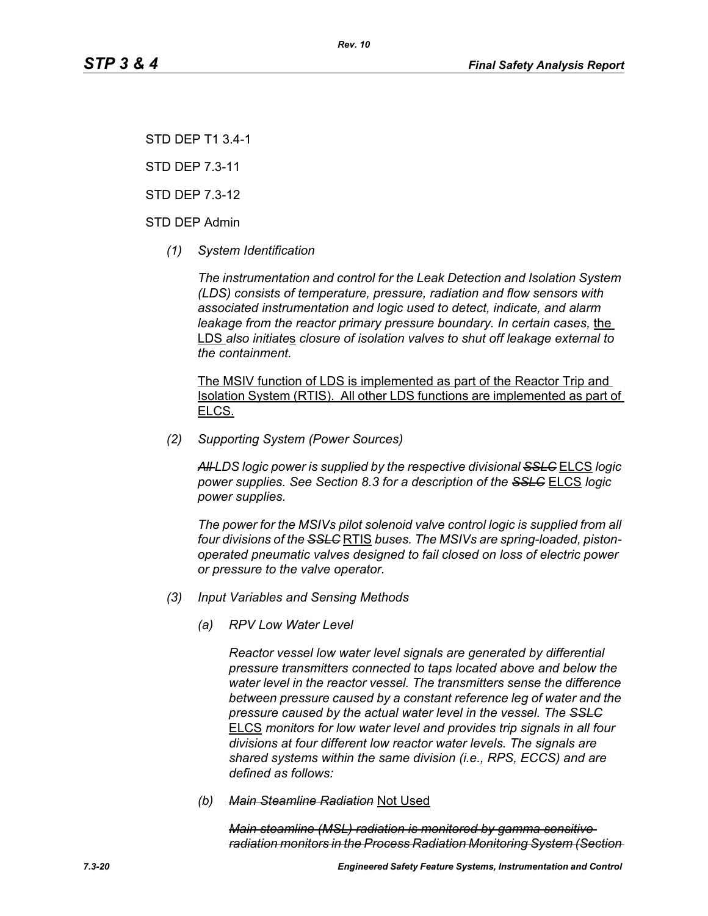STD DEP T1 3.4-1

STD DEP 7.3-11

STD DEP 7.3-12

STD DEP Admin

*(1) System Identification*

*The instrumentation and control for the Leak Detection and Isolation System (LDS) consists of temperature, pressure, radiation and flow sensors with associated instrumentation and logic used to detect, indicate, and alarm leakage from the reactor primary pressure boundary. In certain cases,* <u>the LDS</u> *also initiate*<u>s</u> *closure of isolation valves to shut off leakage external to the containment.*

<u>The MSIV function of LDS is implemented as part of the Reactor Trip and Isolation System (RTIS). All other LDS functions are implemented as part of ELCS.</u>

*(2) Supporting System (Power Sources)*

*~~All~~ LDS logic power is supplied by the respective divisional ~~SSLC~~* <u>ELCS</u> *logic power supplies. See Section 8.3 for a description of the ~~SSLC~~* <u>ELCS</u> *logic power supplies.*

*The power for the MSIVs pilot solenoid valve control logic is supplied from all four divisions of the ~~SSLC~~* <u>RTIS</u> *buses. The MSIVs are spring-loaded, piston-operated pneumatic valves designed to fail closed on loss of electric power or pressure to the valve operator.*

*(3) Input Variables and Sensing Methods*

*(a) RPV Low Water Level*

*Reactor vessel low water level signals are generated by differential pressure transmitters connected to taps located above and below the water level in the reactor vessel. The transmitters sense the difference between pressure caused by a constant reference leg of water and the pressure caused by the actual water level in the vessel. The ~~SSLC~~* <u>ELCS</u> *monitors for low water level and provides trip signals in all four divisions at four different low reactor water levels. The signals are shared systems within the same division (i.e., RPS, ECCS) and are defined as follows:*

*(b) ~~Main Steamline Radiation~~* <u>Not Used</u>

*~~Main steamline (MSL) radiation is monitored by gamma sensitive radiation monitors in the Process Radiation Monitoring System (Section~~*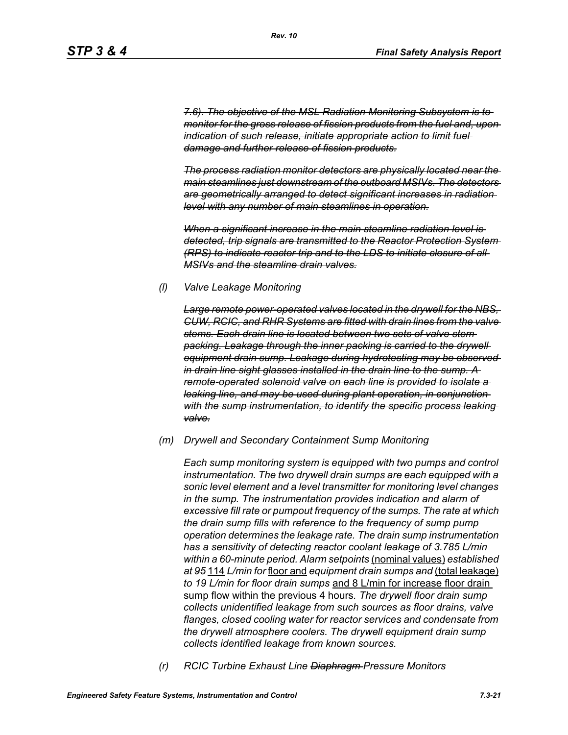*~~7.6). The objective of the MSL Radiation Monitoring Subsystem is to monitor for the gross release of fission products from the fuel and, upon indication of such release, initiate appropriate action to limit fuel damage and further release of fission products.~~*

*~~The process radiation monitor detectors are physically located near the main steamlines just downstream of the outboard MSIVs. The detectors are geometrically arranged to detect significant increases in radiation level with any number of main steamlines in operation.~~*

*~~When a significant increase in the main steamline radiation level is detected, trip signals are transmitted to the Reactor Protection System (RPS) to indicate reactor trip and to the LDS to initiate closure of all MSIVs and the steamline drain valves.~~*

*(l) Valve Leakage Monitoring*

*~~Large remote power-operated valves located in the drywell for the NBS, CUW, RCIC, and RHR Systems are fitted with drain lines from the valve stems. Each drain line is located between two sets of valve stem packing. Leakage through the inner packing is carried to the drywell equipment drain sump. Leakage during hydrotesting may be observed in drain line sight glasses installed in the drain line to the sump. A remote-operated solenoid valve on each line is provided to isolate a leaking line, and may be used during plant operation, in conjunction with the sump instrumentation, to identify the specific process leaking valve.~~*

*(m) Drywell and Secondary Containment Sump Monitoring*

*Each sump monitoring system is equipped with two pumps and control instrumentation. The two drywell drain sumps are each equipped with a sonic level element and a level transmitter for monitoring level changes in the sump. The instrumentation provides indication and alarm of excessive fill rate or pumpout frequency of the sumps. The rate at which the drain sump fills with reference to the frequency of sump pump operation determines the leakage rate. The drain sump instrumentation has a sensitivity of detecting reactor coolant leakage of 3.785 L/min within a 60-minute period. Alarm setpoints* <u>(nominal values)</u> *established at ~~95~~* <u>114</u> *L/min for* <u>floor and</u> *equipment drain sumps ~~and~~* <u>(total leakage)</u> *to 19 L/min for floor drain sumps* <u>and 8 L/min for increase floor drain sump flow within the previous 4 hours</u>*. The drywell floor drain sump collects unidentified leakage from such sources as floor drains, valve flanges, closed cooling water for reactor services and condensate from the drywell atmosphere coolers. The drywell equipment drain sump collects identified leakage from known sources.*

*(r) RCIC Turbine Exhaust Line ~~Diaphragm~~ Pressure Monitors*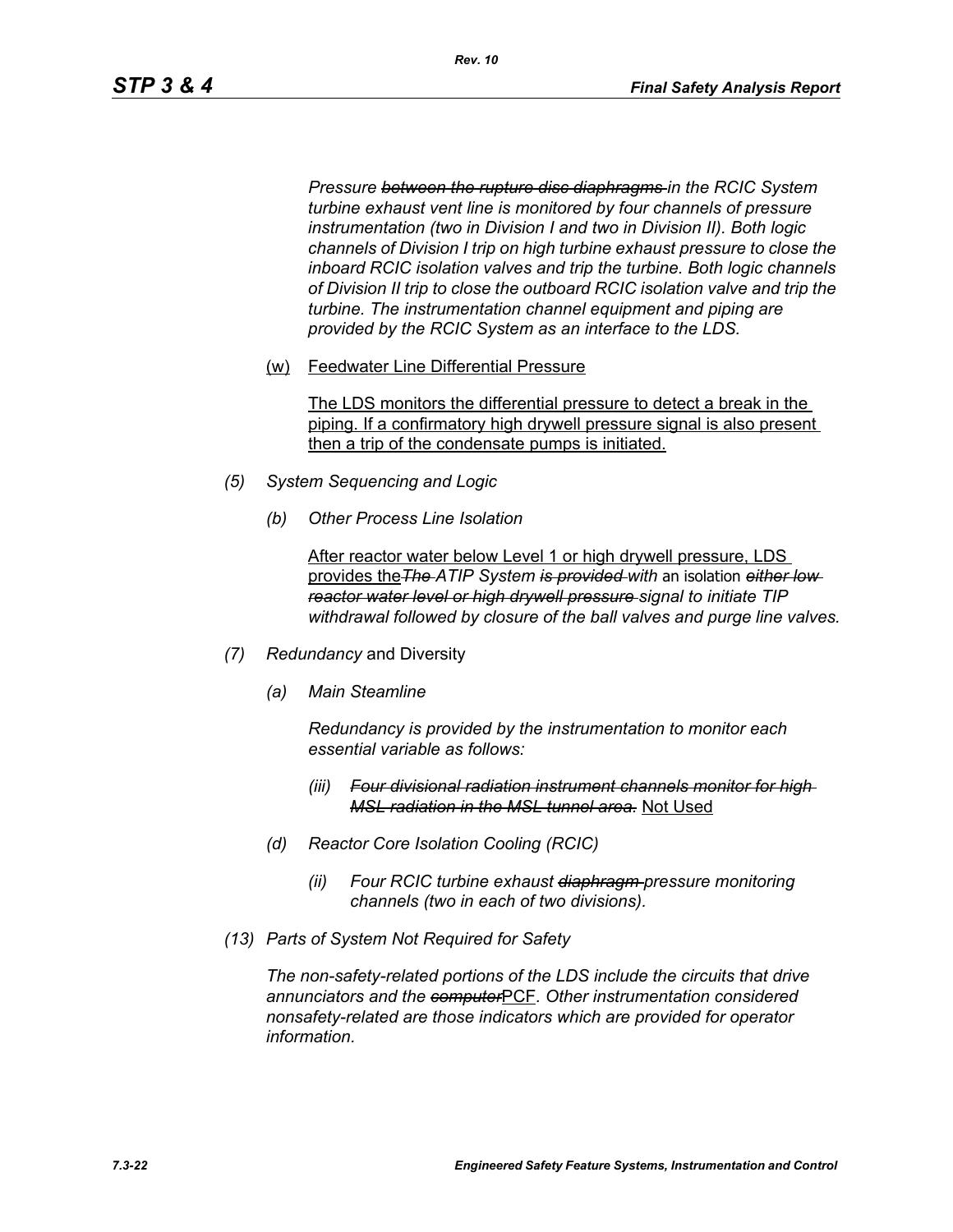*Pressure ~~between the rupture disc diaphragms~~ in the RCIC System turbine exhaust vent line is monitored by four channels of pressure instrumentation (two in Division I and two in Division II). Both logic channels of Division I trip on high turbine exhaust pressure to close the inboard RCIC isolation valves and trip the turbine. Both logic channels of Division II trip to close the outboard RCIC isolation valve and trip the turbine. The instrumentation channel equipment and piping are provided by the RCIC System as an interface to the LDS.*

(w) Feedwater Line Differential Pressure

The LDS monitors the differential pressure to detect a break in the piping. If a confirmatory high drywell pressure signal is also present then a trip of the condensate pumps is initiated.

*(5) System Sequencing and Logic*

*(b) Other Process Line Isolation*

After reactor water below Level 1 or high drywell pressure, LDS provides the *~~The~~ ATIP System ~~is provided~~ with* an isolation *~~either low reactor water level or high drywell pressure~~ signal to initiate TIP withdrawal followed by closure of the ball valves and purge line valves.*

*(7) Redundancy* and Diversity

*(a) Main Steamline*

*Redundancy is provided by the instrumentation to monitor each essential variable as follows:*

*(iii) ~~Four divisional radiation instrument channels monitor for high MSL radiation in the MSL tunnel area.~~* Not Used

*(d) Reactor Core Isolation Cooling (RCIC)*

*(ii) Four RCIC turbine exhaust ~~diaphragm~~ pressure monitoring channels (two in each of two divisions).*

*(13) Parts of System Not Required for Safety*

*The non-safety-related portions of the LDS include the circuits that drive annunciators and the ~~computer~~*PCF*. Other instrumentation considered nonsafety-related are those indicators which are provided for operator information.*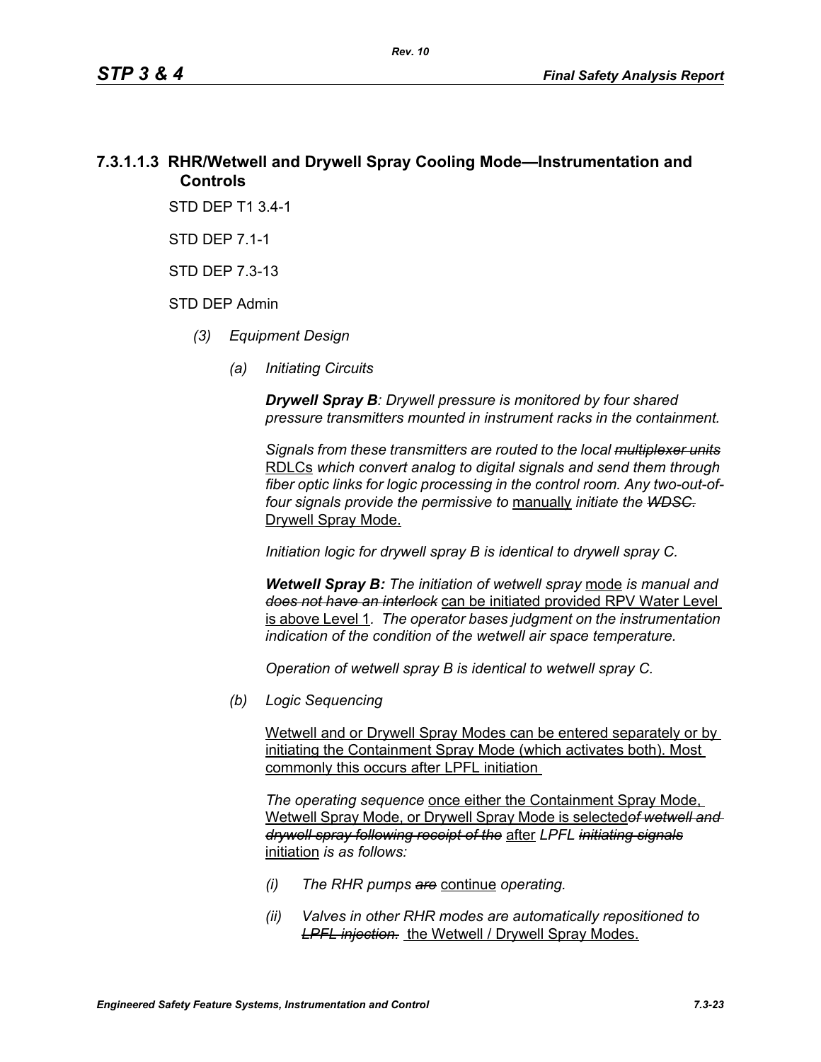### 7.3.1.1.3 RHR/Wetwell and Drywell Spray Cooling Mode—Instrumentation and Controls

STD DEP T1 3.4-1

STD DEP 7.1-1

STD DEP 7.3-13

STD DEP Admin

*(3) Equipment Design*

*(a) Initiating Circuits*

***Drywell Spray B**: Drywell pressure is monitored by four shared pressure transmitters mounted in instrument racks in the containment.*

*Signals from these transmitters are routed to the local ~~multiplexer units~~* <u>RDLCs</u> *which convert analog to digital signals and send them through fiber optic links for logic processing in the control room. Any two-out-of-four signals provide the permissive to* <u>manually</u> *initiate the ~~WDSC.~~* <u>Drywell Spray Mode.</u>

*Initiation logic for drywell spray B is identical to drywell spray C.*

***Wetwell Spray B:** The initiation of wetwell spray* <u>mode</u> *is manual and ~~does not have an interlock~~* <u>can be initiated provided RPV Water Level is above Level 1</u>*. The operator bases judgment on the instrumentation indication of the condition of the wetwell air space temperature.*

*Operation of wetwell spray B is identical to wetwell spray C.*

*(b) Logic Sequencing*

<u>Wetwell and or Drywell Spray Modes can be entered separately or by initiating the Containment Spray Mode (which activates both). Most commonly this occurs after LPFL initiation</u>

*The operating sequence* <u>once either the Containment Spray Mode, Wetwell Spray Mode, or Drywell Spray Mode is selected</u>*~~of wetwell and drywell spray following receipt of the~~* <u>after</u> *LPFL ~~initiating signals~~* <u>initiation</u> *is as follows:*

*(i) The RHR pumps ~~are~~* <u>continue</u> *operating.*

*(ii) Valves in other RHR modes are automatically repositioned to ~~LPFL injection.~~* <u>the Wetwell / Drywell Spray Modes.</u>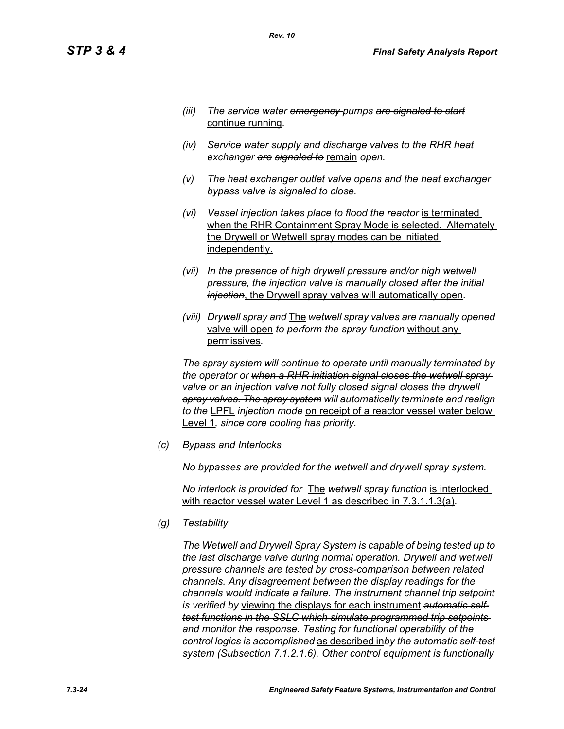*(iii) The service water ~~emergency~~ pumps ~~are signaled to start~~* continue running*.*

*(iv) Service water supply and discharge valves to the RHR heat exchanger ~~are~~ ~~signaled to~~* remain *open.*

*(v) The heat exchanger outlet valve opens and the heat exchanger bypass valve is signaled to close.*

*(vi) Vessel injection ~~takes place to flood the reactor~~* is terminated when the RHR Containment Spray Mode is selected. Alternately the Drywell or Wetwell spray modes can be initiated independently.

*(vii) In the presence of high drywell pressure ~~and/or high wetwell pressure, the injection valve is manually closed after the initial injection~~*, the Drywell spray valves will automatically open*.*

*(viii) ~~Drywell spray and~~* The *wetwell spray ~~valves are manually opened~~* valve will open *to perform the spray function* without any permissives*.*

*The spray system will continue to operate until manually terminated by the operator or ~~when a RHR initiation signal closes the wetwell spray valve or an injection valve not fully closed signal closes the drywell spray valves. The spray system~~ will automatically terminate and realign to the* LPFL *injection mode* on receipt of a reactor vessel water below Level 1*, since core cooling has priority.*

*(c) Bypass and Interlocks*

*No bypasses are provided for the wetwell and drywell spray system.*

*~~No interlock is provided for~~* The *wetwell spray function* is interlocked with reactor vessel water Level 1 as described in 7.3.1.1.3(a)*.*

*(g) Testability*

*The Wetwell and Drywell Spray System is capable of being tested up to the last discharge valve during normal operation. Drywell and wetwell pressure channels are tested by cross-comparison between related channels. Any disagreement between the display readings for the channels would indicate a failure. The instrument ~~channel trip~~ setpoint is verified by* viewing the displays for each instrument *~~automatic self-test functions in the SSLC which simulate programmed trip setpoints and monitor the response~~. Testing for functional operability of the control logics is accomplished* as described in*~~by the automatic self-test system (~~Subsection 7.1.2.1.6~~)~~. Other control equipment is functionally*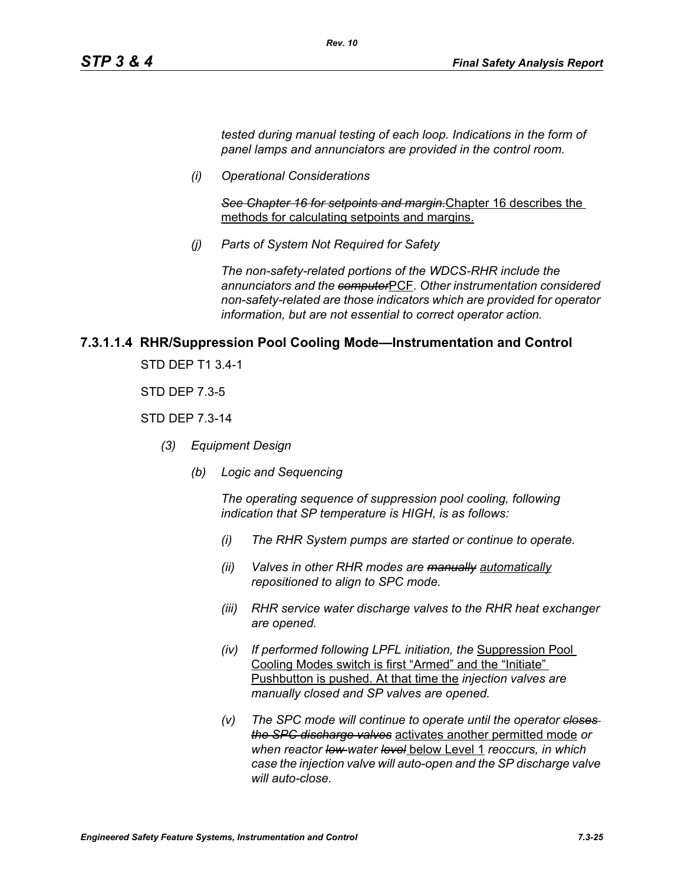*tested during manual testing of each loop. Indications in the form of panel lamps and annunciators are provided in the control room.*

*(i) Operational Considerations*

~~*See Chapter 16 for setpoints and margin.*~~Chapter 16 describes the methods for calculating setpoints and margins.

*(j) Parts of System Not Required for Safety*

*The non-safety-related portions of the WDCS-RHR include the annunciators and the* ~~*computer*~~PCF*. Other instrumentation considered non-safety-related are those indicators which are provided for operator information, but are not essential to correct operator action.*

### 7.3.1.1.4 RHR/Suppression Pool Cooling Mode—Instrumentation and Control

STD DEP T1 3.4-1

STD DEP 7.3-5

STD DEP 7.3-14

*(3) Equipment Design*

*(b) Logic and Sequencing*

*The operating sequence of suppression pool cooling, following indication that SP temperature is HIGH, is as follows:*

*(i) The RHR System pumps are started or continue to operate.*

*(ii) Valves in other RHR modes are* ~~*manually*~~ *automatically repositioned to align to SPC mode.*

*(iii) RHR service water discharge valves to the RHR heat exchanger are opened.*

*(iv) If performed following LPFL initiation, the* Suppression Pool Cooling Modes switch is first "Armed" and the "Initiate" Pushbutton is pushed. At that time the *injection valves are manually closed and SP valves are opened.*

*(v) The SPC mode will continue to operate until the operator* ~~*closes the SPC discharge valves*~~ activates another permitted mode *or when reactor* ~~*low*~~ *water* ~~*level*~~ below Level 1 *reoccurs, in which case the injection valve will auto-open and the SP discharge valve will auto-close.*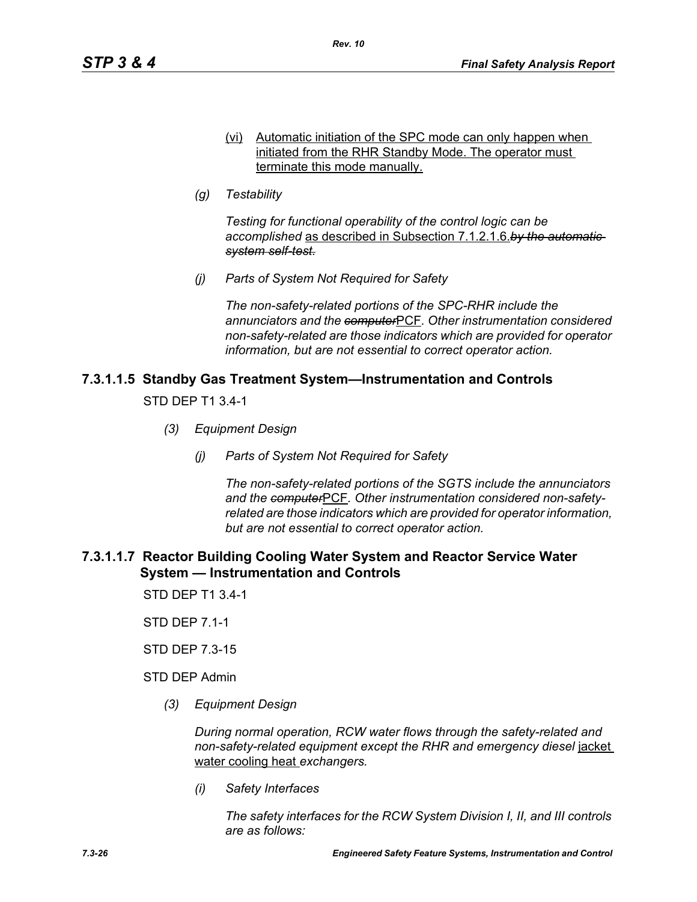(vi) Automatic initiation of the SPC mode can only happen when initiated from the RHR Standby Mode. The operator must terminate this mode manually.

*(g) Testability*

*Testing for functional operability of the control logic can be accomplished* as described in Subsection 7.1.2.1.6.~~*by the automatic system self-test.*~~

*(j) Parts of System Not Required for Safety*

*The non-safety-related portions of the SPC-RHR include the annunciators and the* ~~*computer*~~PCF*. Other instrumentation considered non-safety-related are those indicators which are provided for operator information, but are not essential to correct operator action.*

### 7.3.1.1.5 Standby Gas Treatment System—Instrumentation and Controls

STD DEP T1 3.4-1

*(3) Equipment Design*

*(j) Parts of System Not Required for Safety*

*The non-safety-related portions of the SGTS include the annunciators and the* ~~*computer*~~PCF*. Other instrumentation considered non-safety-related are those indicators which are provided for operator information, but are not essential to correct operator action.*

### 7.3.1.1.7 Reactor Building Cooling Water System and Reactor Service Water System — Instrumentation and Controls

STD DEP T1 3.4-1

STD DEP 7.1-1

STD DEP 7.3-15

STD DEP Admin

*(3) Equipment Design*

*During normal operation, RCW water flows through the safety-related and non-safety-related equipment except the RHR and emergency diesel* jacket water cooling heat *exchangers.*

*(i) Safety Interfaces*

*The safety interfaces for the RCW System Division I, II, and III controls are as follows:*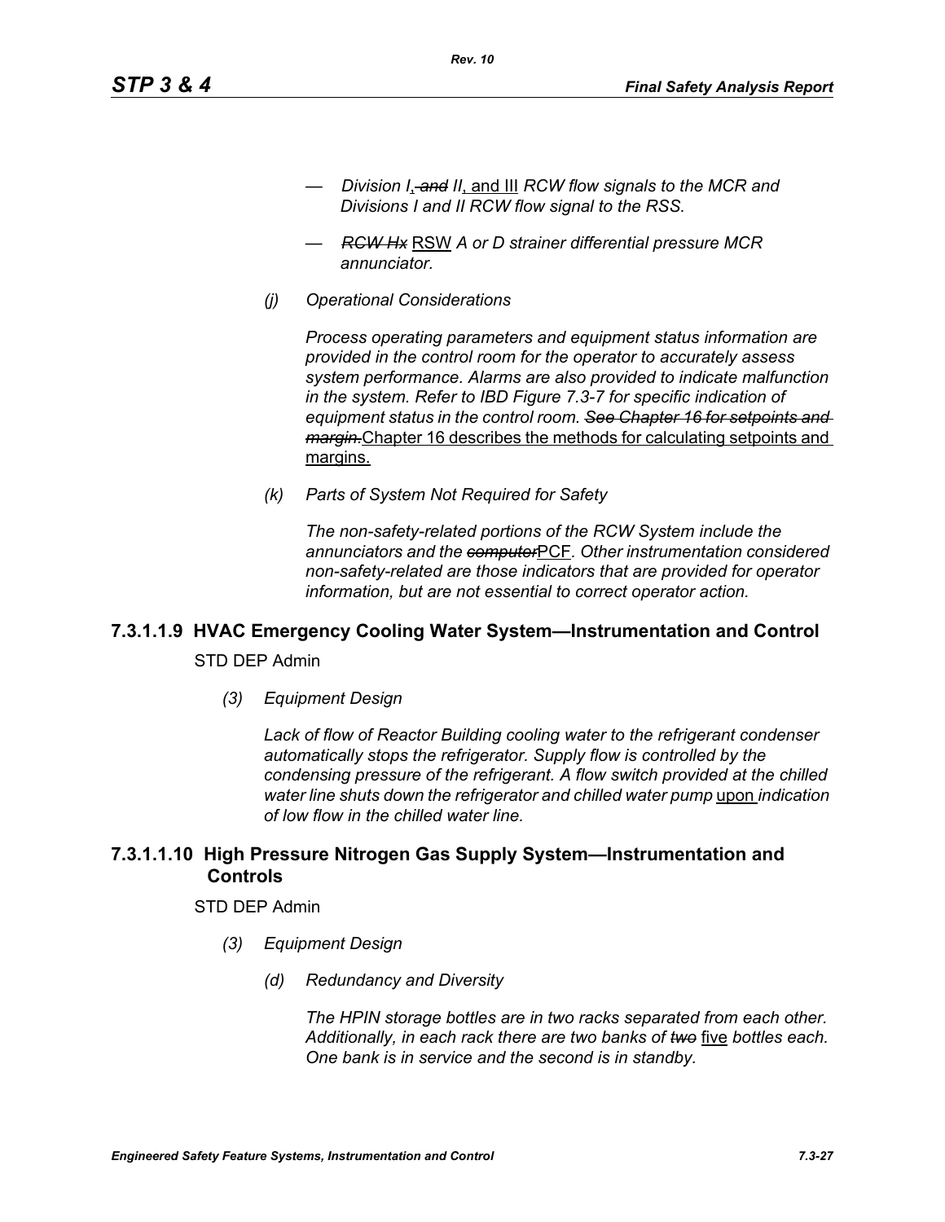- *Division I*, ~~*and*~~ *II*, and III *RCW flow signals to the MCR and Divisions I and II RCW flow signal to the RSS.*

- ~~*RCW Hx*~~ RSW *A or D strainer differential pressure MCR annunciator.*

*(j) Operational Considerations*

*Process operating parameters and equipment status information are provided in the control room for the operator to accurately assess system performance. Alarms are also provided to indicate malfunction in the system. Refer to IBD Figure 7.3-7 for specific indication of equipment status in the control room.* ~~*See Chapter 16 for setpoints and margin.*~~ Chapter 16 describes the methods for calculating setpoints and margins.

*(k) Parts of System Not Required for Safety*

*The non-safety-related portions of the RCW System include the annunciators and the* ~~*computer*~~PCF*. Other instrumentation considered non-safety-related are those indicators that are provided for operator information, but are not essential to correct operator action.*

### 7.3.1.1.9 HVAC Emergency Cooling Water System—Instrumentation and Control

STD DEP Admin

*(3) Equipment Design*

*Lack of flow of Reactor Building cooling water to the refrigerant condenser automatically stops the refrigerator. Supply flow is controlled by the condensing pressure of the refrigerant. A flow switch provided at the chilled water line shuts down the refrigerator and chilled water pump* upon *indication of low flow in the chilled water line.*

### 7.3.1.1.10 High Pressure Nitrogen Gas Supply System—Instrumentation and Controls

STD DEP Admin

*(3) Equipment Design*

*(d) Redundancy and Diversity*

*The HPIN storage bottles are in two racks separated from each other. Additionally, in each rack there are two banks of* ~~*two*~~ five *bottles each. One bank is in service and the second is in standby.*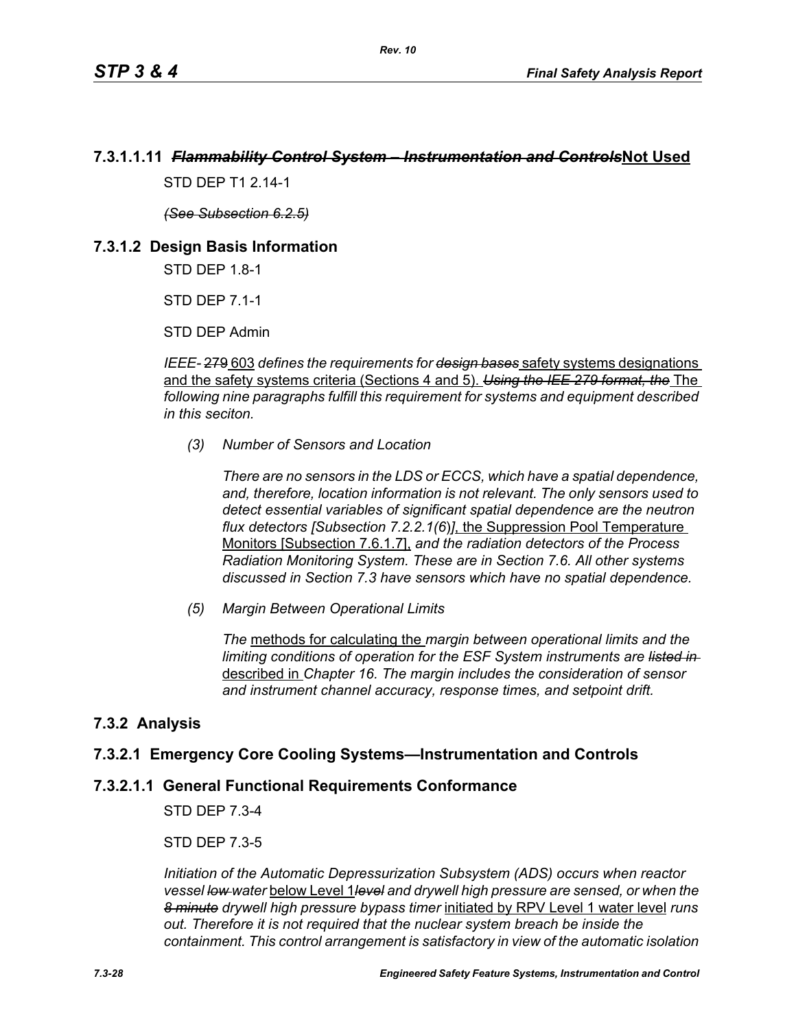### 7.3.1.1.11 ~~*Flammability Control System – Instrumentation and Controls*~~Not Used

STD DEP T1 2.14-1

~~*(See Subsection 6.2.5)*~~

## 7.3.1.2 Design Basis Information

STD DEP 1.8-1

STD DEP 7.1-1

STD DEP Admin

*IEEE-* ~~279~~ 603 *defines the requirements for* ~~*design bases*~~ safety systems designations and the safety systems criteria (Sections 4 and 5). ~~*Using the IEE 279 format, the*~~ The *following nine paragraphs fulfill this requirement for systems and equipment described in this seciton.*

*(3) Number of Sensors and Location*

*There are no sensors in the LDS or ECCS, which have a spatial dependence, and, therefore, location information is not relevant. The only sensors used to detect essential variables of significant spatial dependence are the neutron flux detectors [Subsection 7.2.2.1(6)]*, the Suppression Pool Temperature Monitors [Subsection 7.6.1.7], *and the radiation detectors of the Process Radiation Monitoring System. These are in Section 7.6. All other systems discussed in Section 7.3 have sensors which have no spatial dependence.*

*(5) Margin Between Operational Limits*

*The* methods for calculating the *margin between operational limits and the limiting conditions of operation for the ESF System instruments are* ~~*listed in*~~ described in *Chapter 16. The margin includes the consideration of sensor and instrument channel accuracy, response times, and setpoint drift.*

## 7.3.2 Analysis

### 7.3.2.1 Emergency Core Cooling Systems—Instrumentation and Controls

### 7.3.2.1.1 General Functional Requirements Conformance

STD DEP 7.3-4

STD DEP 7.3-5

*Initiation of the Automatic Depressurization Subsystem (ADS) occurs when reactor vessel* ~~*low*~~ *water* below Level 1~~*level*~~ *and drywell high pressure are sensed, or when the* ~~*8 minute*~~ *drywell high pressure bypass timer* initiated by RPV Level 1 water level *runs out. Therefore it is not required that the nuclear system breach be inside the containment. This control arrangement is satisfactory in view of the automatic isolation*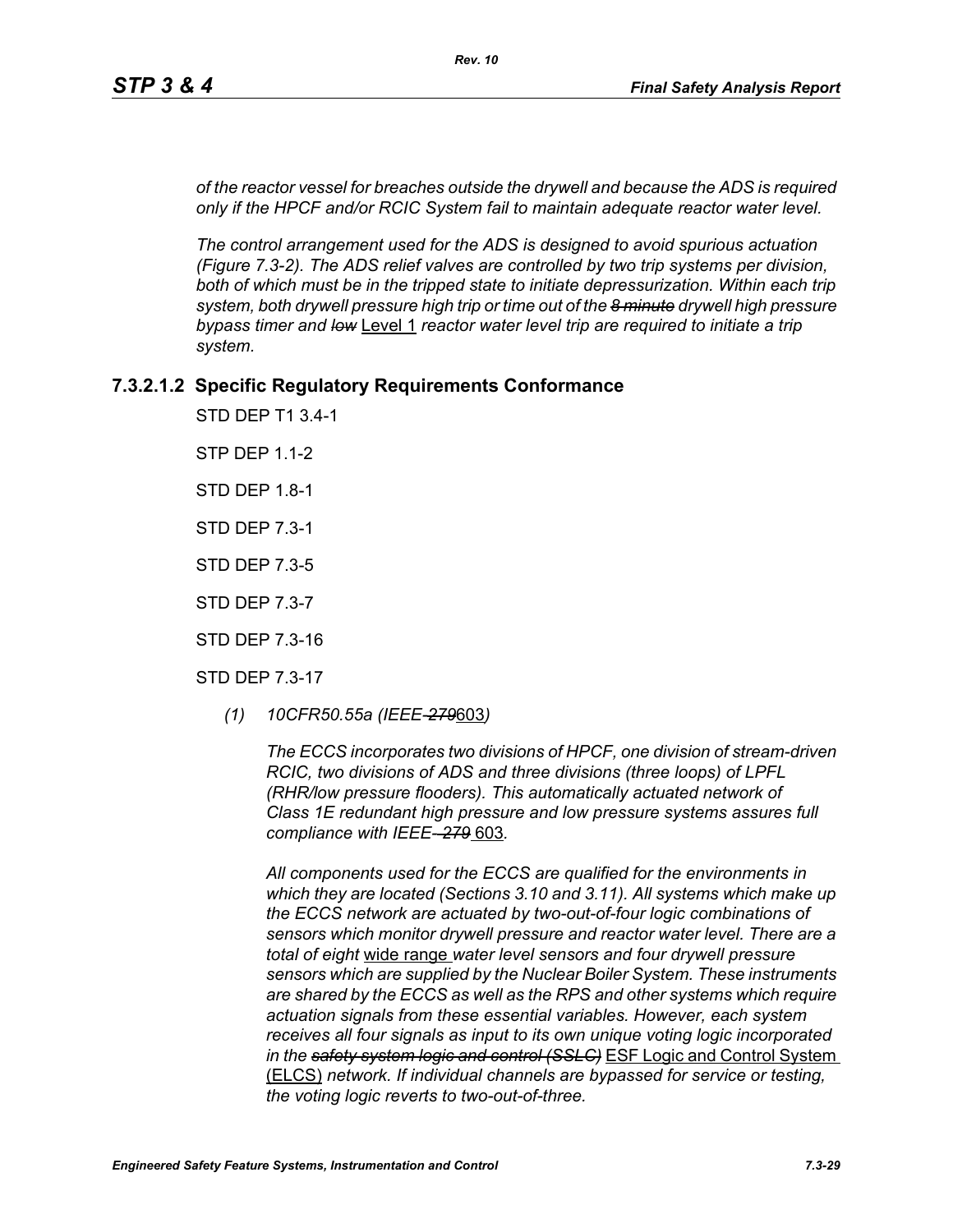*of the reactor vessel for breaches outside the drywell and because the ADS is required only if the HPCF and/or RCIC System fail to maintain adequate reactor water level.*

*The control arrangement used for the ADS is designed to avoid spurious actuation (Figure 7.3-2). The ADS relief valves are controlled by two trip systems per division, both of which must be in the tripped state to initiate depressurization. Within each trip system, both drywell pressure high trip or time out of the ~~8 minute~~ drywell high pressure bypass timer and ~~low~~* Level 1 *reactor water level trip are required to initiate a trip system.*

### 7.3.2.1.2 Specific Regulatory Requirements Conformance

STD DEP T1 3.4-1

STP DEP 1.1-2

STD DEP 1.8-1

STD DEP 7.3-1

STD DEP 7.3-5

STD DEP 7.3-7

STD DEP 7.3-16

STD DEP 7.3-17

*(1) 10CFR50.55a (IEEE-~~279~~*603*)*

*The ECCS incorporates two divisions of HPCF, one division of stream-driven RCIC, two divisions of ADS and three divisions (three loops) of LPFL (RHR/low pressure flooders). This automatically actuated network of Class 1E redundant high pressure and low pressure systems assures full compliance with IEEE-~~279~~* 603*.*

*All components used for the ECCS are qualified for the environments in which they are located (Sections 3.10 and 3.11). All systems which make up the ECCS network are actuated by two-out-of-four logic combinations of sensors which monitor drywell pressure and reactor water level. There are a total of eight* wide range *water level sensors and four drywell pressure sensors which are supplied by the Nuclear Boiler System. These instruments are shared by the ECCS as well as the RPS and other systems which require actuation signals from these essential variables. However, each system receives all four signals as input to its own unique voting logic incorporated in the ~~safety system logic and control (SSLC)~~* ESF Logic and Control System (ELCS) *network. If individual channels are bypassed for service or testing, the voting logic reverts to two-out-of-three.*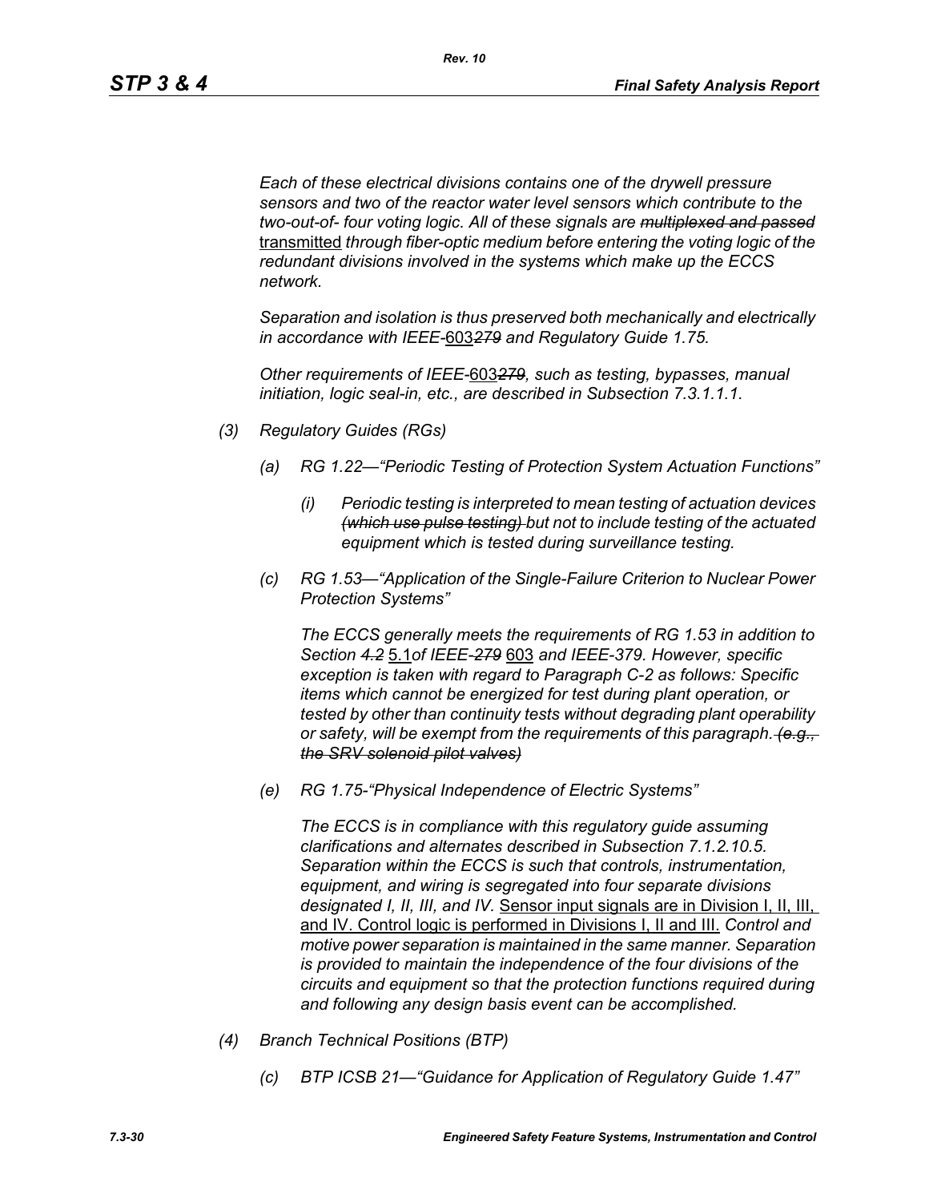*Each of these electrical divisions contains one of the drywell pressure sensors and two of the reactor water level sensors which contribute to the two-out-of- four voting logic. All of these signals are ~~multiplexed and passed~~* <u>transmitted</u> *through fiber-optic medium before entering the voting logic of the redundant divisions involved in the systems which make up the ECCS network.*

*Separation and isolation is thus preserved both mechanically and electrically in accordance with IEEE-*<u>603</u>*~~279~~ and Regulatory Guide 1.75.*

*Other requirements of IEEE-*<u>603</u>*~~279~~, such as testing, bypasses, manual initiation, logic seal-in, etc., are described in Subsection 7.3.1.1.1.*

*(3) Regulatory Guides (RGs)*

*(a) RG 1.22—"Periodic Testing of Protection System Actuation Functions"*

*(i) Periodic testing is interpreted to mean testing of actuation devices ~~(which use pulse testing)~~ but not to include testing of the actuated equipment which is tested during surveillance testing.*

*(c) RG 1.53—"Application of the Single-Failure Criterion to Nuclear Power Protection Systems"*

*The ECCS generally meets the requirements of RG 1.53 in addition to Section ~~4.2~~* <u>5.1</u>*of IEEE-~~279~~* <u>603</u> *and IEEE-379. However, specific exception is taken with regard to Paragraph C-2 as follows: Specific items which cannot be energized for test during plant operation, or tested by other than continuity tests without degrading plant operability or safety, will be exempt from the requirements of this paragraph. ~~(e.g., the SRV solenoid pilot valves)~~*

*(e) RG 1.75-"Physical Independence of Electric Systems"*

*The ECCS is in compliance with this regulatory guide assuming clarifications and alternates described in Subsection 7.1.2.10.5. Separation within the ECCS is such that controls, instrumentation, equipment, and wiring is segregated into four separate divisions designated I, II, III, and IV.* <u>Sensor input signals are in Division I, II, III, and IV. Control logic is performed in Divisions I, II and III.</u> *Control and motive power separation is maintained in the same manner. Separation is provided to maintain the independence of the four divisions of the circuits and equipment so that the protection functions required during and following any design basis event can be accomplished.*

*(4) Branch Technical Positions (BTP)*

*(c) BTP ICSB 21—"Guidance for Application of Regulatory Guide 1.47"*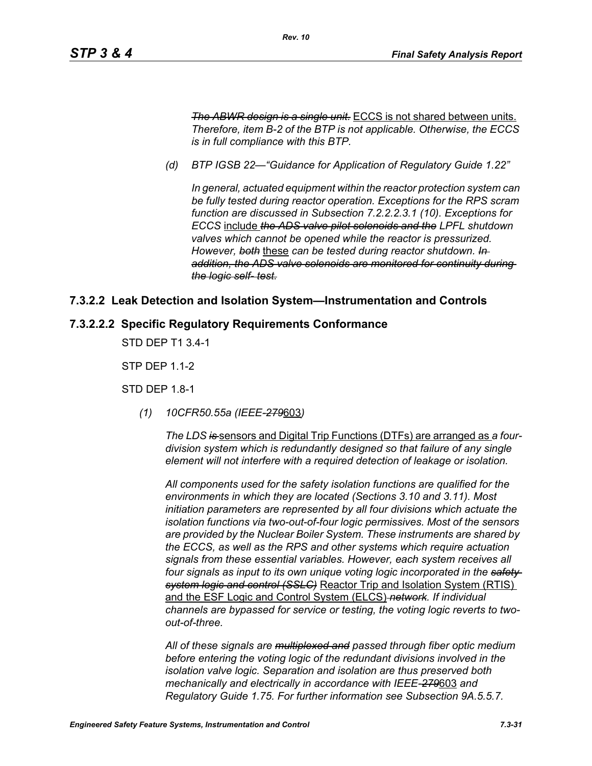*~~The ABWR design is a single unit.~~* <u>ECCS is not shared between units.</u> *Therefore, item B-2 of the BTP is not applicable. Otherwise, the ECCS is in full compliance with this BTP.*

*(d) BTP IGSB 22—"Guidance for Application of Regulatory Guide 1.22"*

*In general, actuated equipment within the reactor protection system can be fully tested during reactor operation. Exceptions for the RPS scram function are discussed in Subsection 7.2.2.2.3.1 (10). Exceptions for ECCS* <u>include</u> *~~the ADS valve pilot solenoids and the~~ LPFL shutdown valves which cannot be opened while the reactor is pressurized. However, ~~both~~* <u>these</u> *can be tested during reactor shutdown. ~~In addition, the ADS valve solenoids are monitored for continuity during the logic self- test.~~*

### 7.3.2.2 Leak Detection and Isolation System—Instrumentation and Controls

### 7.3.2.2.2 Specific Regulatory Requirements Conformance

STD DEP T1 3.4-1

STP DEP 1.1-2

STD DEP 1.8-1

*(1) 10CFR50.55a (IEEE-~~279~~*<u>603</u>*)*

*The LDS ~~is~~* <u>sensors and Digital Trip Functions (DTFs) are arranged as</u> *a four-division system which is redundantly designed so that failure of any single element will not interfere with a required detection of leakage or isolation.*

*All components used for the safety isolation functions are qualified for the environments in which they are located (Sections 3.10 and 3.11). Most initiation parameters are represented by all four divisions which actuate the isolation functions via two-out-of-four logic permissives. Most of the sensors are provided by the Nuclear Boiler System. These instruments are shared by the ECCS, as well as the RPS and other systems which require actuation signals from these essential variables. However, each system receives all four signals as input to its own unique voting logic incorporated in the ~~safety system logic and control (SSLC)~~* <u>Reactor Trip and Isolation System (RTIS) and the ESF Logic and Control System (ELCS)</u> *~~network~~. If individual channels are bypassed for service or testing, the voting logic reverts to two-out-of-three.*

*All of these signals are ~~multiplexed and~~ passed through fiber optic medium before entering the voting logic of the redundant divisions involved in the isolation valve logic. Separation and isolation are thus preserved both mechanically and electrically in accordance with IEEE-~~279~~*<u>603</u> *and Regulatory Guide 1.75. For further information see Subsection 9A.5.5.7.*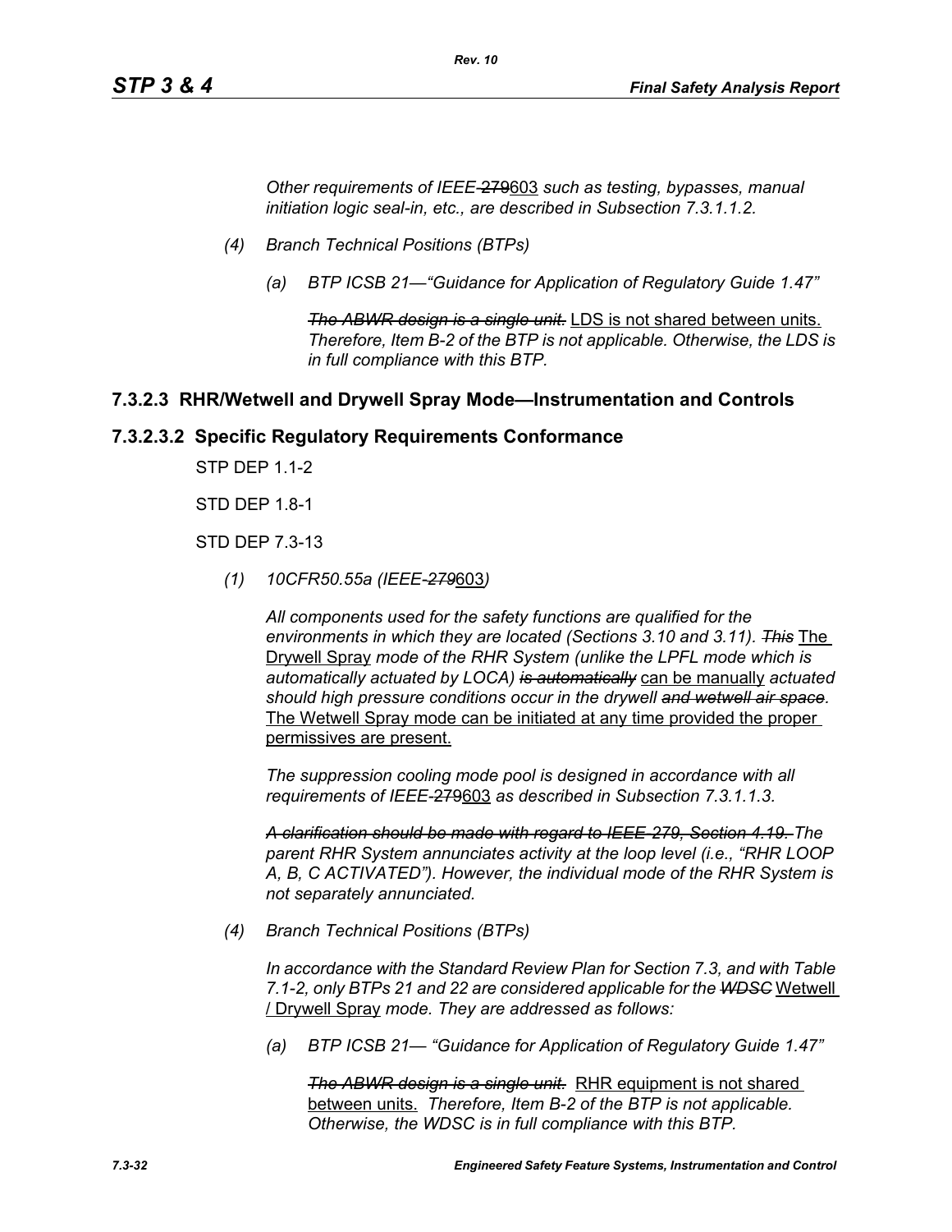*Other requirements of IEEE-~~279~~603 such as testing, bypasses, manual initiation logic seal-in, etc., are described in Subsection 7.3.1.1.2.*

*(4) Branch Technical Positions (BTPs)*

*(a) BTP ICSB 21—"Guidance for Application of Regulatory Guide 1.47"*

~~*The ABWR design is a single unit.*~~ LDS is not shared between units. *Therefore, Item B-2 of the BTP is not applicable. Otherwise, the LDS is in full compliance with this BTP.*

### 7.3.2.3 RHR/Wetwell and Drywell Spray Mode—Instrumentation and Controls

### 7.3.2.3.2 Specific Regulatory Requirements Conformance

STP DEP 1.1-2

STD DEP 1.8-1

STD DEP 7.3-13

*(1) 10CFR50.55a (IEEE-~~279~~603)*

*All components used for the safety functions are qualified for the environments in which they are located (Sections 3.10 and 3.11).* ~~*This*~~ The Drywell Spray *mode of the RHR System (unlike the LPFL mode which is automatically actuated by LOCA)* ~~*is automatically*~~ can be manually *actuated should high pressure conditions occur in the drywell* ~~*and wetwell air space*~~*.* The Wetwell Spray mode can be initiated at any time provided the proper permissives are present.

*The suppression cooling mode pool is designed in accordance with all requirements of IEEE-~~279~~603 as described in Subsection 7.3.1.1.3.*

~~*A clarification should be made with regard to IEEE-279, Section 4.19.*~~ *The parent RHR System annunciates activity at the loop level (i.e., "RHR LOOP A, B, C ACTIVATED"). However, the individual mode of the RHR System is not separately annunciated.*

*(4) Branch Technical Positions (BTPs)*

*In accordance with the Standard Review Plan for Section 7.3, and with Table 7.1-2, only BTPs 21 and 22 are considered applicable for the* ~~*WDSC*~~ Wetwell / Drywell Spray *mode. They are addressed as follows:*

*(a) BTP ICSB 21— "Guidance for Application of Regulatory Guide 1.47"*

~~*The ABWR design is a single unit.*~~ RHR equipment is not shared between units. *Therefore, Item B-2 of the BTP is not applicable. Otherwise, the WDSC is in full compliance with this BTP.*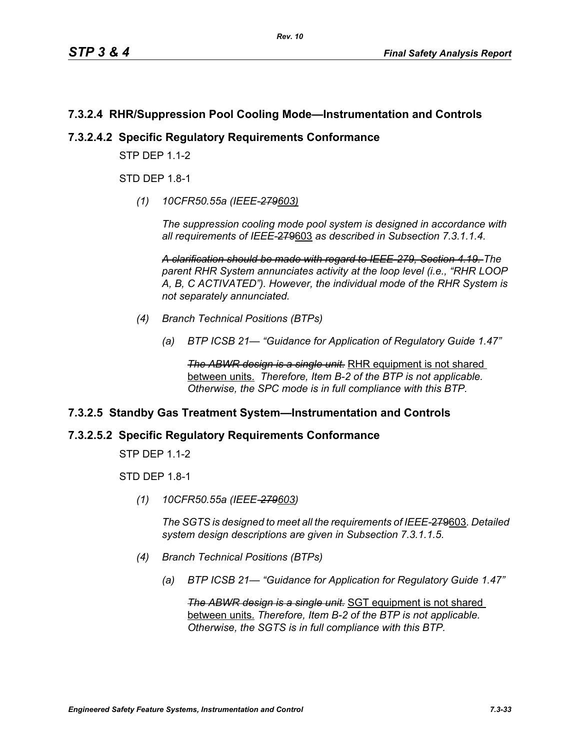## 7.3.2.4 RHR/Suppression Pool Cooling Mode—Instrumentation and Controls

### 7.3.2.4.2 Specific Regulatory Requirements Conformance

STP DEP 1.1-2

STD DEP 1.8-1

*(1) 10CFR50.55a (IEEE-~~279~~603)*

*The suppression cooling mode pool system is designed in accordance with all requirements of IEEE-*~~279~~603 *as described in Subsection 7.3.1.1.4.*

~~*A clarification should be made with regard to IEEE-279, Section 4.19.*~~ *The parent RHR System annunciates activity at the loop level (i.e., "RHR LOOP A, B, C ACTIVATED"). However, the individual mode of the RHR System is not separately annunciated.*

*(4) Branch Technical Positions (BTPs)*

*(a) BTP ICSB 21— "Guidance for Application of Regulatory Guide 1.47"*

~~*The ABWR design is a single unit.*~~ RHR equipment is not shared between units. *Therefore, Item B-2 of the BTP is not applicable. Otherwise, the SPC mode is in full compliance with this BTP.*

## 7.3.2.5 Standby Gas Treatment System—Instrumentation and Controls

### 7.3.2.5.2 Specific Regulatory Requirements Conformance

STP DEP 1.1-2

STD DEP 1.8-1

*(1) 10CFR50.55a (IEEE-~~279~~603)*

*The SGTS is designed to meet all the requirements of IEEE-*~~279~~603. *Detailed system design descriptions are given in Subsection 7.3.1.1.5.*

*(4) Branch Technical Positions (BTPs)*

*(a) BTP ICSB 21— "Guidance for Application for Regulatory Guide 1.47"*

~~*The ABWR design is a single unit.*~~ SGT equipment is not shared between units. *Therefore, Item B-2 of the BTP is not applicable. Otherwise, the SGTS is in full compliance with this BTP.*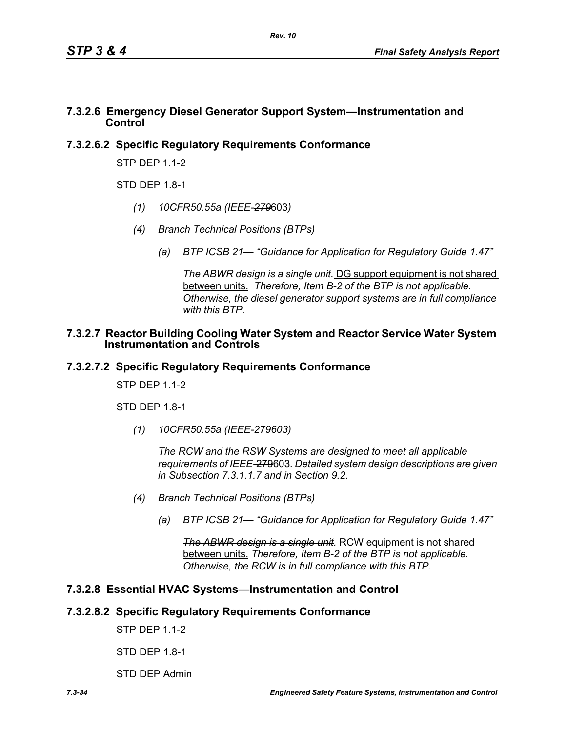## 7.3.2.6 Emergency Diesel Generator Support System—Instrumentation and Control

### 7.3.2.6.2 Specific Regulatory Requirements Conformance

STP DEP 1.1-2

STD DEP 1.8-1

*(1) 10CFR50.55a (IEEE-~~279~~603)*

*(4) Branch Technical Positions (BTPs)*

*(a) BTP ICSB 21— "Guidance for Application for Regulatory Guide 1.47"*

~~*The ABWR design is a single unit.*~~ DG support equipment is not shared between units. *Therefore, Item B-2 of the BTP is not applicable. Otherwise, the diesel generator support systems are in full compliance with this BTP.*

## 7.3.2.7 Reactor Building Cooling Water System and Reactor Service Water System Instrumentation and Controls

### 7.3.2.7.2 Specific Regulatory Requirements Conformance

STP DEP 1.1-2

STD DEP 1.8-1

*(1) 10CFR50.55a (IEEE-~~279~~603)*

*The RCW and the RSW Systems are designed to meet all applicable requirements of IEEE-~~279~~603. Detailed system design descriptions are given in Subsection 7.3.1.1.7 and in Section 9.2.*

*(4) Branch Technical Positions (BTPs)*

*(a) BTP ICSB 21— "Guidance for Application for Regulatory Guide 1.47"*

~~*The ABWR design is a single unit*~~*.* RCW equipment is not shared between units. *Therefore, Item B-2 of the BTP is not applicable. Otherwise, the RCW is in full compliance with this BTP.*

## 7.3.2.8 Essential HVAC Systems—Instrumentation and Control

### 7.3.2.8.2 Specific Regulatory Requirements Conformance

STP DEP 1.1-2

STD DEP 1.8-1

STD DEP Admin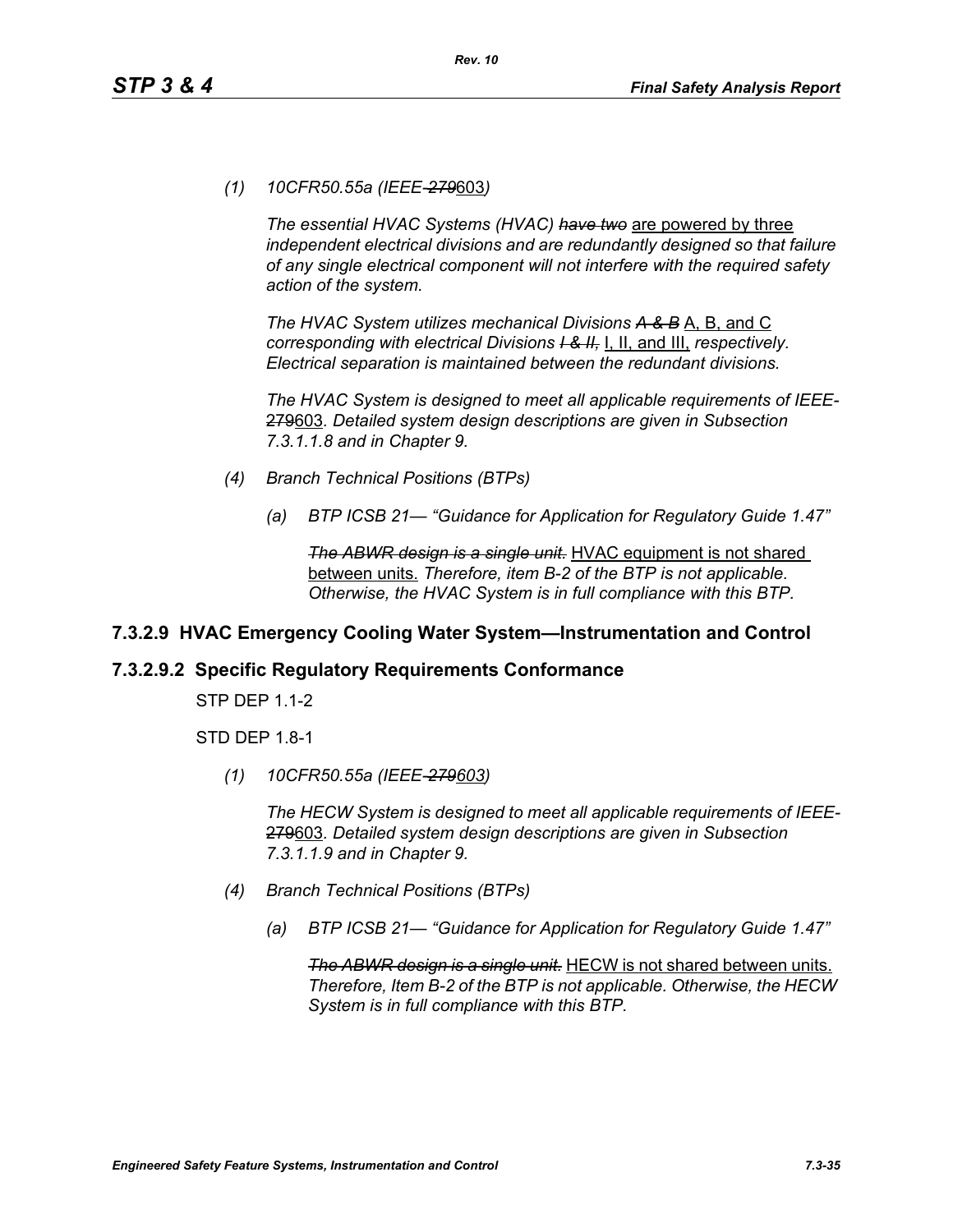*(1) 10CFR50.55a (IEEE-~~279~~603)*

*The essential HVAC Systems (HVAC) ~~have two~~* are powered by three *independent electrical divisions and are redundantly designed so that failure of any single electrical component will not interfere with the required safety action of the system.*

*The HVAC System utilizes mechanical Divisions ~~A & B~~* A, B, and C *corresponding with electrical Divisions ~~I & II,~~* I, II, and III, *respectively. Electrical separation is maintained between the redundant divisions.*

*The HVAC System is designed to meet all applicable requirements of IEEE-*~~279~~603*. Detailed system design descriptions are given in Subsection 7.3.1.1.8 and in Chapter 9.*

*(4) Branch Technical Positions (BTPs)*

*(a) BTP ICSB 21— "Guidance for Application for Regulatory Guide 1.47"*

*~~The ABWR design is a single unit.~~* HVAC equipment is not shared between units. *Therefore, item B-2 of the BTP is not applicable. Otherwise, the HVAC System is in full compliance with this BTP.*

### 7.3.2.9 HVAC Emergency Cooling Water System—Instrumentation and Control

### 7.3.2.9.2 Specific Regulatory Requirements Conformance

STP DEP 1.1-2

STD DEP 1.8-1

*(1) 10CFR50.55a (IEEE-~~279~~603)*

*The HECW System is designed to meet all applicable requirements of IEEE-*~~279~~603*. Detailed system design descriptions are given in Subsection 7.3.1.1.9 and in Chapter 9.*

*(4) Branch Technical Positions (BTPs)*

*(a) BTP ICSB 21— "Guidance for Application for Regulatory Guide 1.47"*

*~~The ABWR design is a single unit.~~* HECW is not shared between units. *Therefore, Item B-2 of the BTP is not applicable. Otherwise, the HECW System is in full compliance with this BTP.*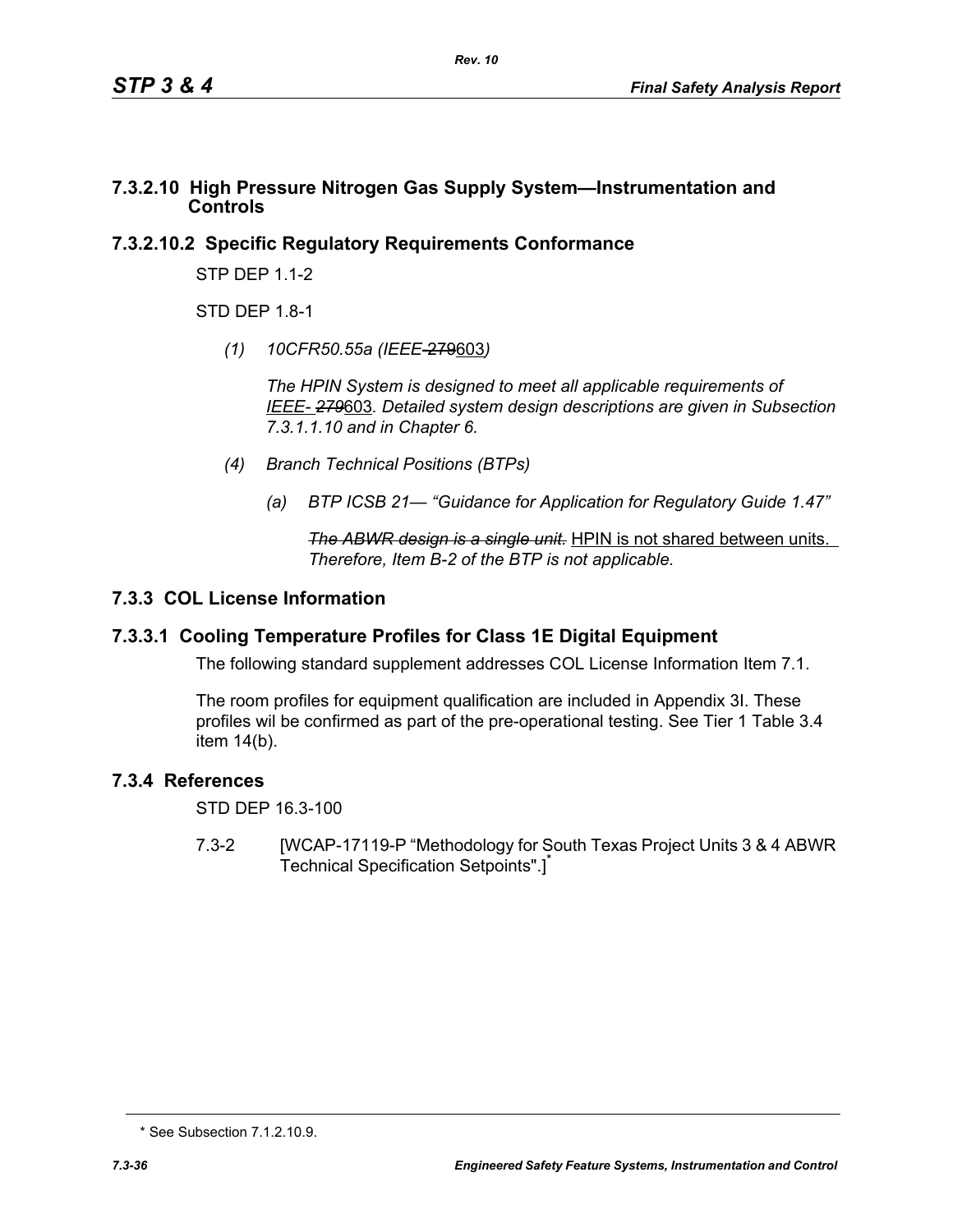## 7.3.2.10 High Pressure Nitrogen Gas Supply System—Instrumentation and Controls

### 7.3.2.10.2 Specific Regulatory Requirements Conformance

STP DEP 1.1-2

STD DEP 1.8-1

*(1) 10CFR50.55a (IEEE-~~279~~603)*

*The HPIN System is designed to meet all applicable requirements of IEEE- ~~279~~603. Detailed system design descriptions are given in Subsection 7.3.1.1.10 and in Chapter 6.*

*(4) Branch Technical Positions (BTPs)*

*(a) BTP ICSB 21— "Guidance for Application for Regulatory Guide 1.47"*

*~~The ABWR design is a single unit.~~* HPIN is not shared between units. *Therefore, Item B-2 of the BTP is not applicable.*

## 7.3.3 COL License Information

### 7.3.3.1 Cooling Temperature Profiles for Class 1E Digital Equipment

The following standard supplement addresses COL License Information Item 7.1.

The room profiles for equipment qualification are included in Appendix 3I. These profiles wil be confirmed as part of the pre-operational testing. See Tier 1 Table 3.4 item 14(b).

## 7.3.4 References

STD DEP 16.3-100

7.3-2 [WCAP-17119-P "Methodology for South Texas Project Units 3 & 4 ABWR Technical Specification Setpoints".]*

* See Subsection 7.1.2.10.9.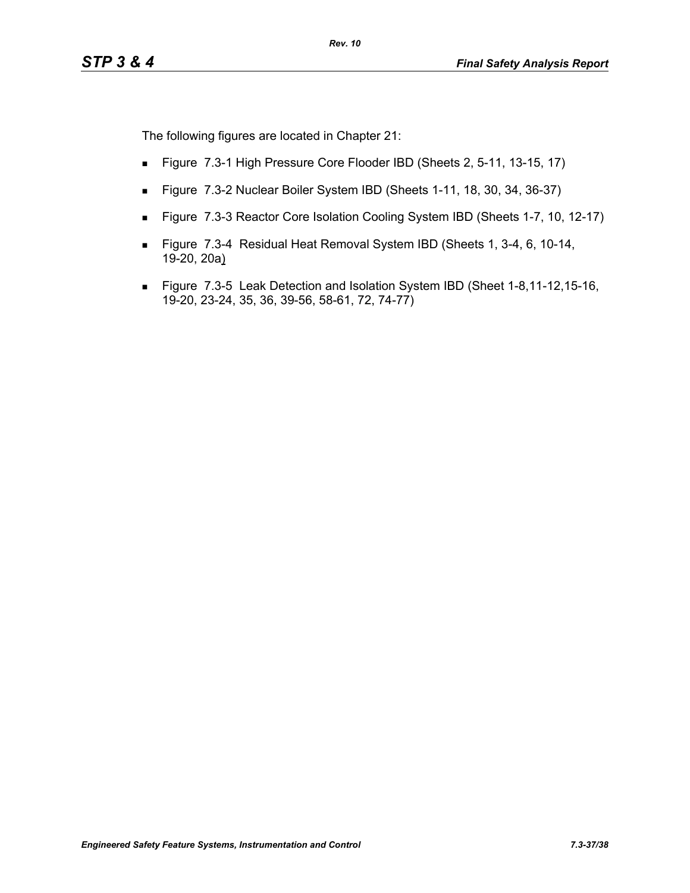The following figures are located in Chapter 21:

- Figure 7.3-1 High Pressure Core Flooder IBD (Sheets 2, 5-11, 13-15, 17)
- Figure 7.3-2 Nuclear Boiler System IBD (Sheets 1-11, 18, 30, 34, 36-37)
- Figure 7.3-3 Reactor Core Isolation Cooling System IBD (Sheets 1-7, 10, 12-17)
- Figure 7.3-4 Residual Heat Removal System IBD (Sheets 1, 3-4, 6, 10-14, 19-20, 20a)
- Figure 7.3-5 Leak Detection and Isolation System IBD (Sheet 1-8,11-12,15-16, 19-20, 23-24, 35, 36, 39-56, 58-61, 72, 74-77)